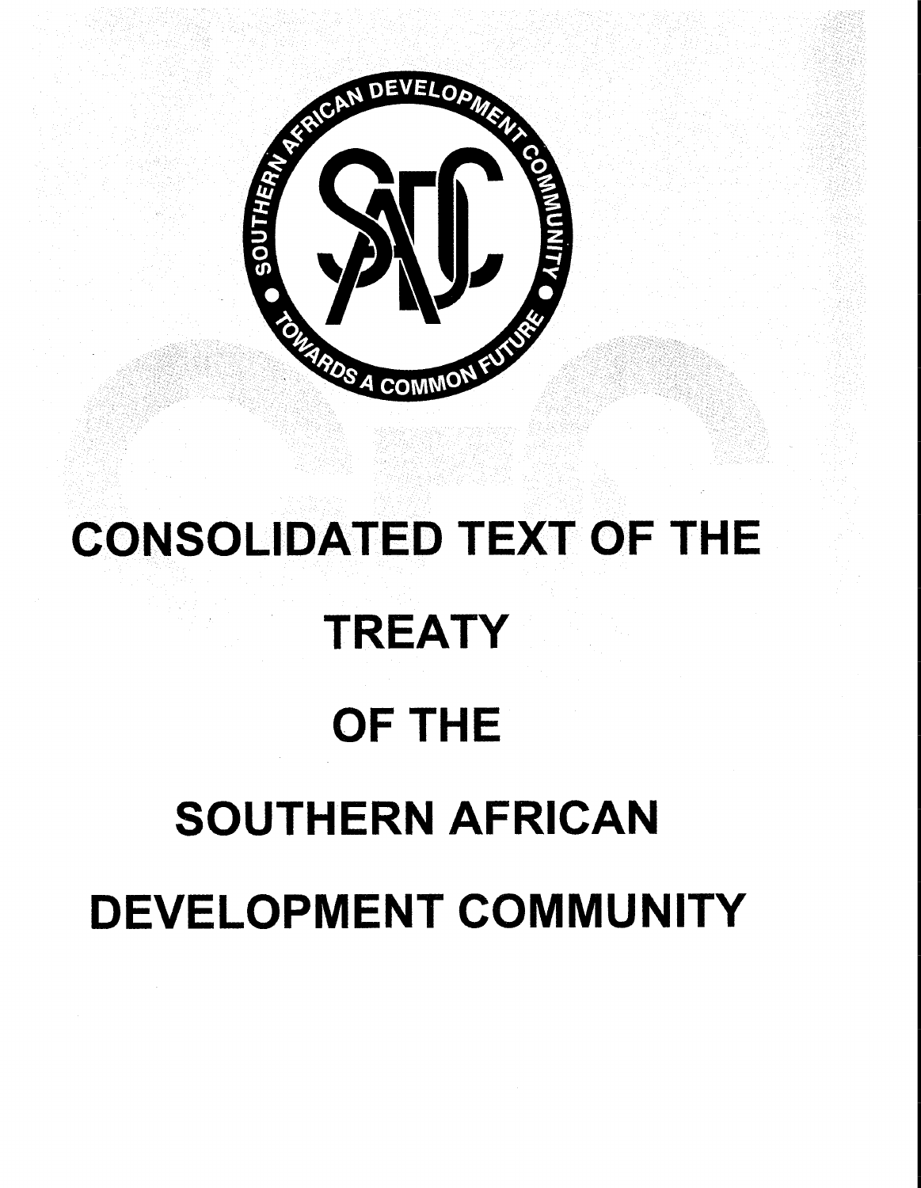# CONSOLIDATED TEXT OF THE TREATY OF THE SOUTHERN AFRICAN DEVELOPMENT COMMUNITY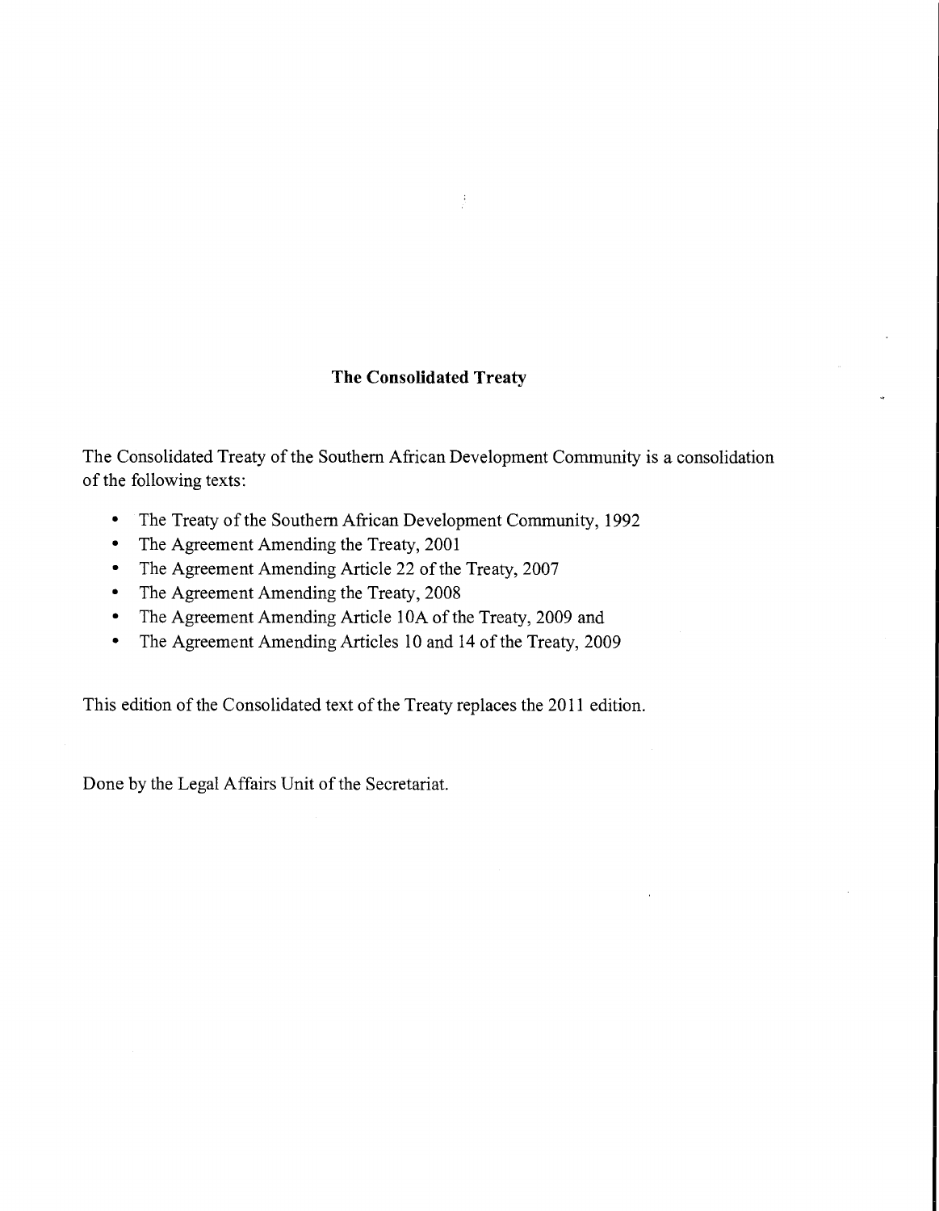## The Consolidated Treaty

The Consolidated Treaty of the Southern African Development Community is a consolidation of the following texts:

- The Treaty of the Southern African Development Community, 1992
- The Agreement Amending the Treaty, 2001
- The Agreement Amending Article 22 of the Treaty, 2007
- The Agreement Amending the Treaty, 2008
- The Agreement Amending Article 10A of the Treaty, 2009 and
- The Agreement Amending Articles 10 and 14 of the Treaty, 2009

This edition of the Consolidated text of the Treaty replaces the 2011 edition.

Done by the Legal Affairs Unit of the Secretariat.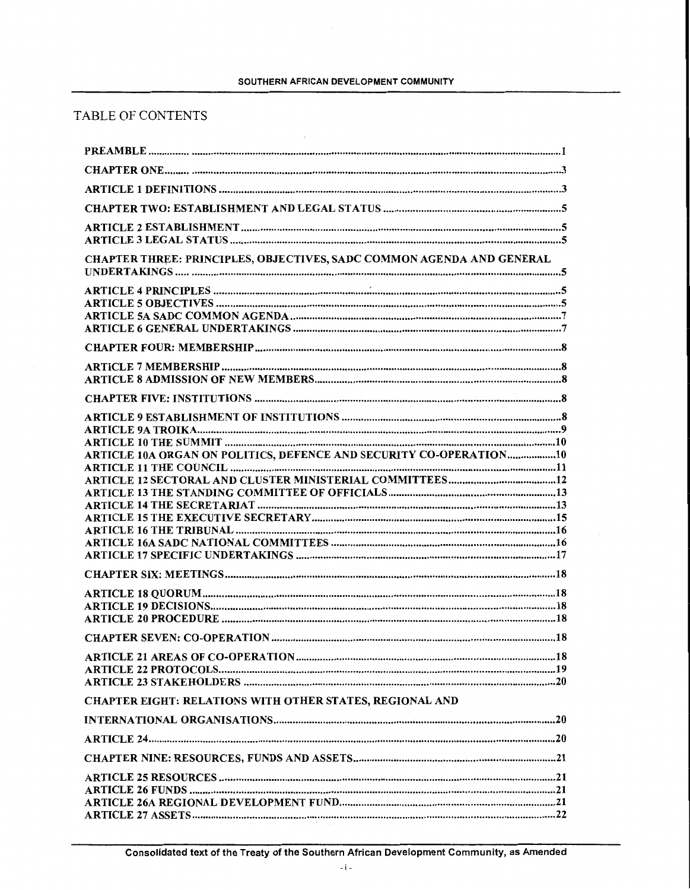# TABLE OF CONTENTS

| | |
|---|---|
| PREAMBLE | 1 |
| CHAPTER ONE | 3 |
| ARTICLE 1 DEFINITIONS | 3 |
| CHAPTER TWO: ESTABLISHMENT AND LEGAL STATUS | 5 |
| ARTICLE 2 ESTABLISHMENT | 5 |
| ARTICLE 3 LEGAL STATUS | 5 |
| CHAPTER THREE: PRINCIPLES, OBJECTIVES, SADC COMMON AGENDA AND GENERAL UNDERTAKINGS | 5 |
| ARTICLE 4 PRINCIPLES | 5 |
| ARTICLE 5 OBJECTIVES | 5 |
| ARTICLE 5A SADC COMMON AGENDA | 7 |
| ARTICLE 6 GENERAL UNDERTAKINGS | 7 |
| CHAPTER FOUR: MEMBERSHIP | 8 |
| ARTICLE 7 MEMBERSHIP | 8 |
| ARTICLE 8 ADMISSION OF NEW MEMBERS | 8 |
| CHAPTER FIVE: INSTITUTIONS | 8 |
| ARTICLE 9 ESTABLISHMENT OF INSTITUTIONS | 8 |
| ARTICLE 9A TROIKA | 9 |
| ARTICLE 10 THE SUMMIT | 10 |
| ARTICLE 10A ORGAN ON POLITICS, DEFENCE AND SECURITY CO-OPERATION | 10 |
| ARTICLE 11 THE COUNCIL | 11 |
| ARTICLE 12 SECTORAL AND CLUSTER MINISTERIAL COMMITTEES | 12 |
| ARTICLE 13 THE STANDING COMMITTEE OF OFFICIALS | 13 |
| ARTICLE 14 THE SECRETARIAT | 13 |
| ARTICLE 15 THE EXECUTIVE SECRETARY | 15 |
| ARTICLE 16 THE TRIBUNAL | 16 |
| ARTICLE 16A SADC NATIONAL COMMITTEES | 16 |
| ARTICLE 17 SPECIFIC UNDERTAKINGS | 17 |
| CHAPTER SIX: MEETINGS | 18 |
| ARTICLE 18 QUORUM | 18 |
| ARTICLE 19 DECISIONS | 18 |
| ARTICLE 20 PROCEDURE | 18 |
| CHAPTER SEVEN: CO-OPERATION | 18 |
| ARTICLE 21 AREAS OF CO-OPERATION | 18 |
| ARTICLE 22 PROTOCOLS | 19 |
| ARTICLE 23 STAKEHOLDERS | 20 |
| CHAPTER EIGHT: RELATIONS WITH OTHER STATES, REGIONAL AND INTERNATIONAL ORGANISATIONS | 20 |
| ARTICLE 24 | 20 |
| CHAPTER NINE: RESOURCES, FUNDS AND ASSETS | 21 |
| ARTICLE 25 RESOURCES | 21 |
| ARTICLE 26 FUNDS | 21 |
| ARTICLE 26A REGIONAL DEVELOPMENT FUND | 21 |
| ARTICLE 27 ASSETS | 22 |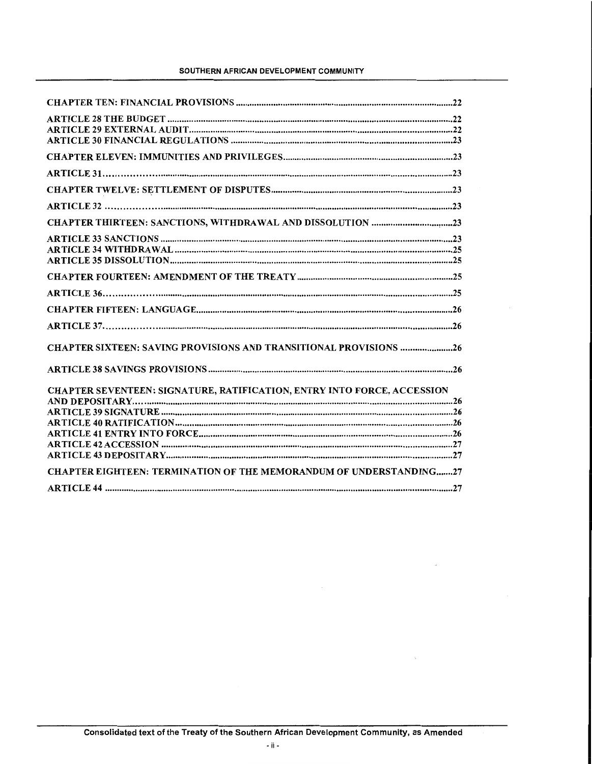CHAPTER TEN: FINANCIAL PROVISIONS ....................................................................................22

ARTICLE 28 THE BUDGET ....................................................................................................22
ARTICLE 29 EXTERNAL AUDIT.............................................................................................22
ARTICLE 30 FINANCIAL REGULATIONS ...............................................................................23

CHAPTER ELEVEN: IMMUNITIES AND PRIVILEGES.................................................................23

ARTICLE 31............................................................................................................................23

CHAPTER TWELVE: SETTLEMENT OF DISPUTES.....................................................................23

ARTICLE 32 ............................................................................................................................23

CHAPTER THIRTEEN: SANCTIONS, WITHDRAWAL AND DISSOLUTION .................................23

ARTICLE 33 SANCTIONS .........................................................................................................23
ARTICLE 34 WITHDRAWAL .....................................................................................................25
ARTICLE 35 DISSOLUTION......................................................................................................25

CHAPTER FOURTEEN: AMENDMENT OF THE TREATY ............................................................25

ARTICLE 36..............................................................................................................................25

CHAPTER FIFTEEN: LANGUAGE..............................................................................................26

ARTICLE 37..............................................................................................................................26

CHAPTER SIXTEEN: SAVING PROVISIONS AND TRANSITIONAL PROVISIONS .......................26

ARTICLE 38 SAVINGS PROVISIONS .........................................................................................26

CHAPTER SEVENTEEN: SIGNATURE, RATIFICATION, ENTRY INTO FORCE, ACCESSION AND DEPOSITARY.................................................................................................................26
ARTICLE 39 SIGNATURE .........................................................................................................26
ARTICLE 40 RATIFICATION......................................................................................................26
ARTICLE 41 ENTRY INTO FORCE.............................................................................................26
ARTICLE 42 ACCESSION .........................................................................................................27
ARTICLE 43 DEPOSITARY.........................................................................................................27

CHAPTER EIGHTEEN: TERMINATION OF THE MEMORANDUM OF UNDERSTANDING.......27

ARTICLE 44 ..............................................................................................................................27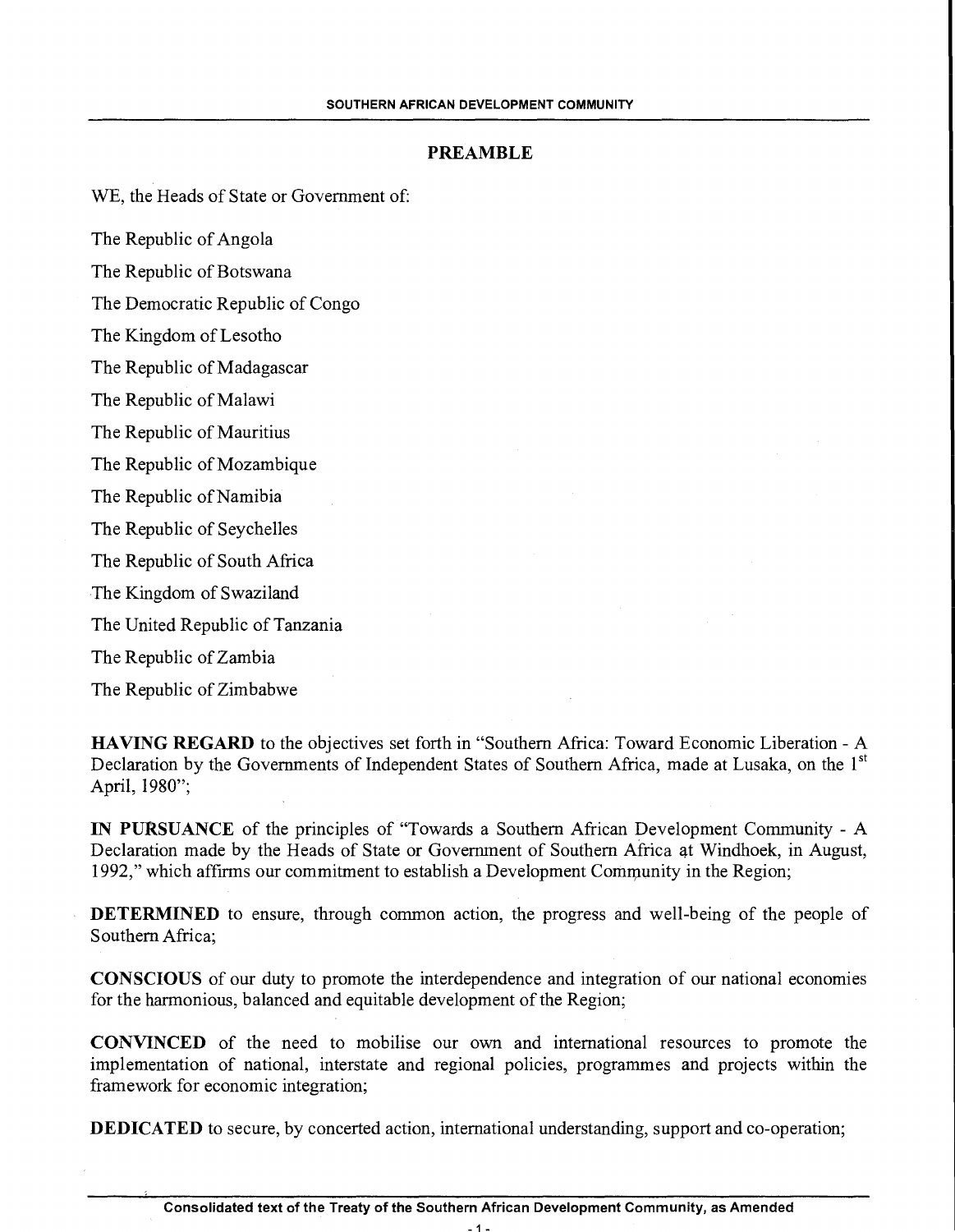## PREAMBLE

WE, the Heads of State or Government of:

The Republic of Angola

The Republic of Botswana

The Democratic Republic of Congo

The Kingdom of Lesotho

The Republic of Madagascar

The Republic of Malawi

The Republic of Mauritius

The Republic of Mozambique

The Republic of Namibia

The Republic of Seychelles

The Republic of South Africa

The Kingdom of Swaziland

The United Republic of Tanzania

The Republic of Zambia

The Republic of Zimbabwe

**HAVING REGARD** to the objectives set forth in "Southern Africa: Toward Economic Liberation - A Declaration by the Governments of Independent States of Southern Africa, made at Lusaka, on the 1st April, 1980";

**IN PURSUANCE** of the principles of "Towards a Southern African Development Community - A Declaration made by the Heads of State or Government of Southern Africa at Windhoek, in August, 1992," which affirms our commitment to establish a Development Community in the Region;

**DETERMINED** to ensure, through common action, the progress and well-being of the people of Southern Africa;

**CONSCIOUS** of our duty to promote the interdependence and integration of our national economies for the harmonious, balanced and equitable development of the Region;

**CONVINCED** of the need to mobilise our own and international resources to promote the implementation of national, interstate and regional policies, programmes and projects within the framework for economic integration;

**DEDICATED** to secure, by concerted action, international understanding, support and co-operation;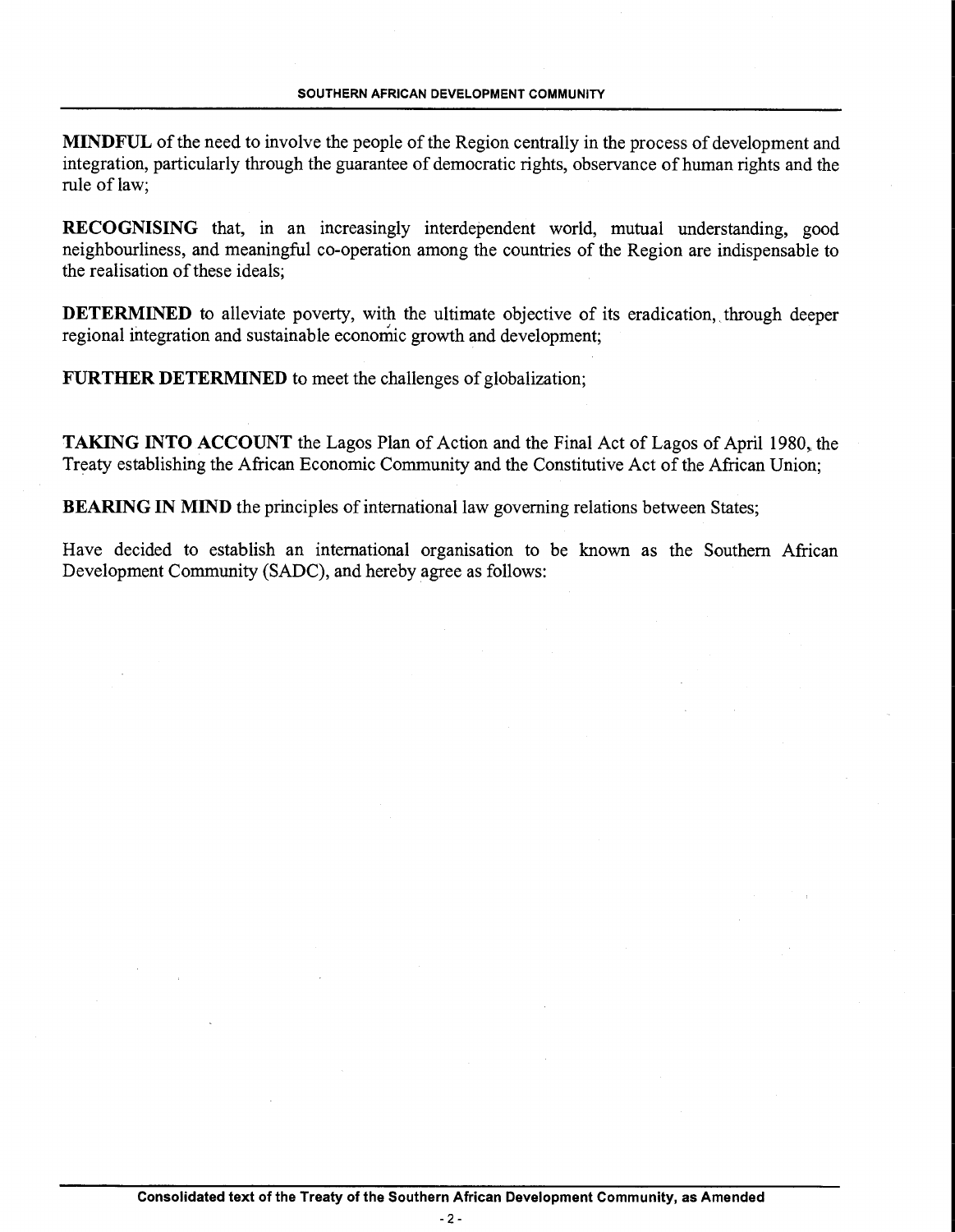**MINDFUL** of the need to involve the people of the Region centrally in the process of development and integration, particularly through the guarantee of democratic rights, observance of human rights and the rule of law;

**RECOGNISING** that, in an increasingly interdependent world, mutual understanding, good neighbourliness, and meaningful co-operation among the countries of the Region are indispensable to the realisation of these ideals;

**DETERMINED** to alleviate poverty, with the ultimate objective of its eradication, through deeper regional integration and sustainable economic growth and development;

**FURTHER DETERMINED** to meet the challenges of globalization;

**TAKING INTO ACCOUNT** the Lagos Plan of Action and the Final Act of Lagos of April 1980, the Treaty establishing the African Economic Community and the Constitutive Act of the African Union;

**BEARING IN MIND** the principles of international law governing relations between States;

Have decided to establish an international organisation to be known as the Southern African Development Community (SADC), and hereby agree as follows: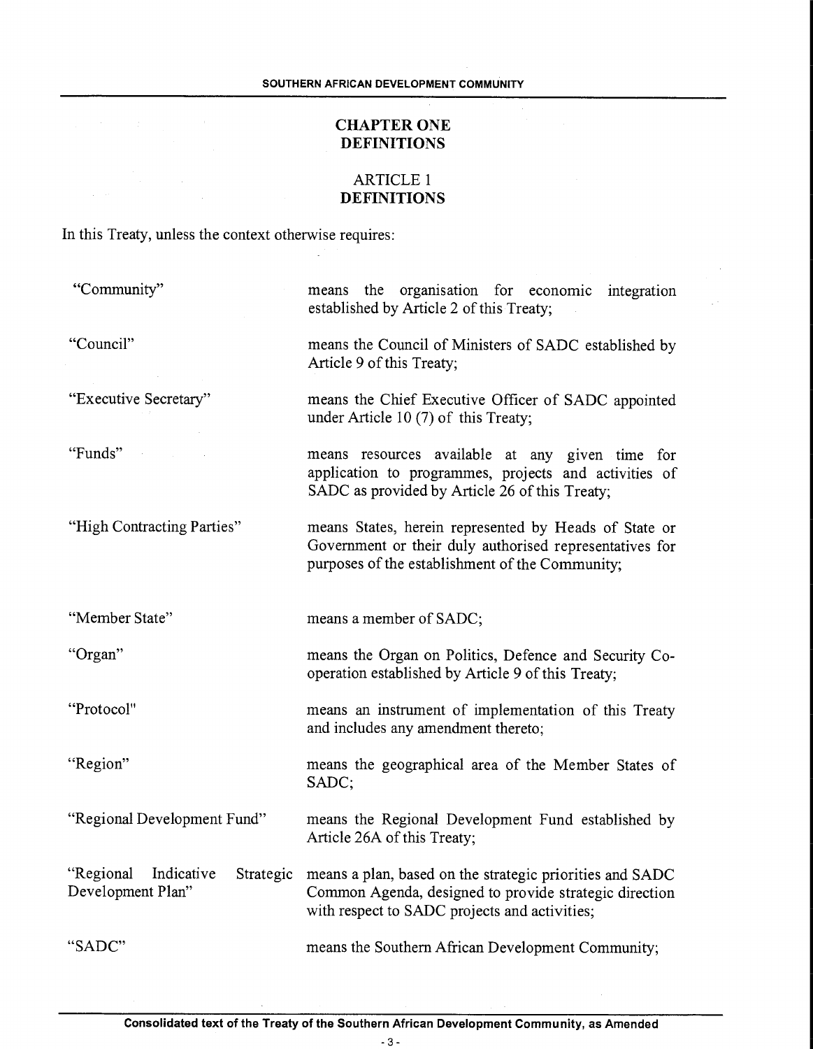## CHAPTER ONE
## DEFINITIONS

### ARTICLE 1
### DEFINITIONS

In this Treaty, unless the context otherwise requires:

| | |
|---|---|
| "Community" | means the organisation for economic integration established by Article 2 of this Treaty; |
| "Council" | means the Council of Ministers of SADC established by Article 9 of this Treaty; |
| "Executive Secretary" | means the Chief Executive Officer of SADC appointed under Article 10 (7) of this Treaty; |
| "Funds" | means resources available at any given time for application to programmes, projects and activities of SADC as provided by Article 26 of this Treaty; |
| "High Contracting Parties" | means States, herein represented by Heads of State or Government or their duly authorised representatives for purposes of the establishment of the Community; |
| "Member State" | means a member of SADC; |
| "Organ" | means the Organ on Politics, Defence and Security Co-operation established by Article 9 of this Treaty; |
| "Protocol" | means an instrument of implementation of this Treaty and includes any amendment thereto; |
| "Region" | means the geographical area of the Member States of SADC; |
| "Regional Development Fund" | means the Regional Development Fund established by Article 26A of this Treaty; |
| "Regional Indicative Strategic Development Plan" | means a plan, based on the strategic priorities and SADC Common Agenda, designed to provide strategic direction with respect to SADC projects and activities; |
| "SADC" | means the Southern African Development Community; |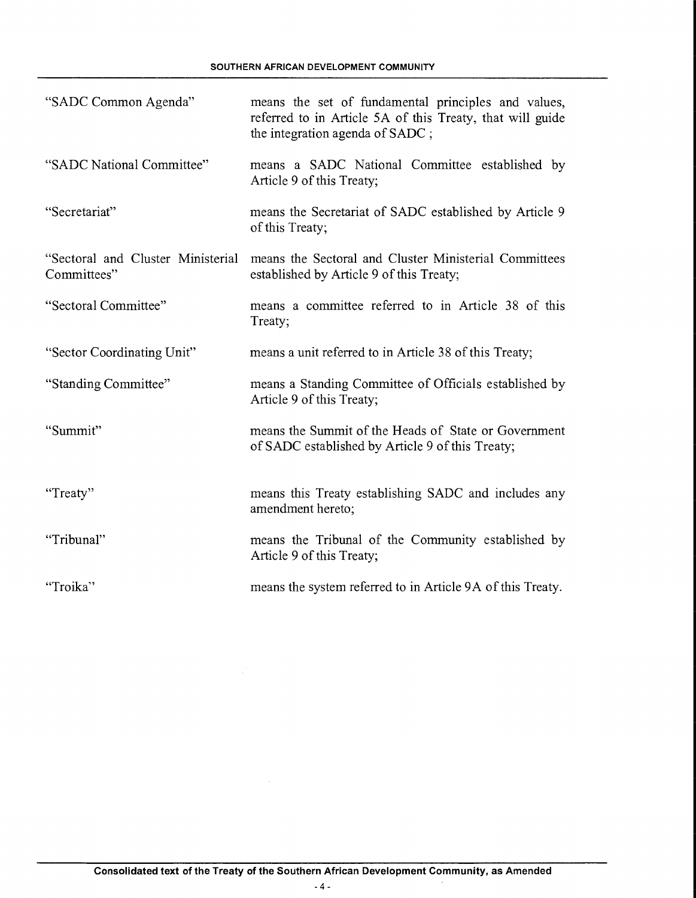| | |
|---|---|
| "SADC Common Agenda" | means the set of fundamental principles and values, referred to in Article 5A of this Treaty, that will guide the integration agenda of SADC ; |
| "SADC National Committee" | means a SADC National Committee established by Article 9 of this Treaty; |
| "Secretariat" | means the Secretariat of SADC established by Article 9 of this Treaty; |
| "Sectoral and Cluster Ministerial Committees" | means the Sectoral and Cluster Ministerial Committees established by Article 9 of this Treaty; |
| "Sectoral Committee" | means a committee referred to in Article 38 of this Treaty; |
| "Sector Coordinating Unit" | means a unit referred to in Article 38 of this Treaty; |
| "Standing Committee" | means a Standing Committee of Officials established by Article 9 of this Treaty; |
| "Summit" | means the Summit of the Heads of State or Government of SADC established by Article 9 of this Treaty; |
| "Treaty" | means this Treaty establishing SADC and includes any amendment hereto; |
| "Tribunal" | means the Tribunal of the Community established by Article 9 of this Treaty; |
| "Troika" | means the system referred to in Article 9A of this Treaty. |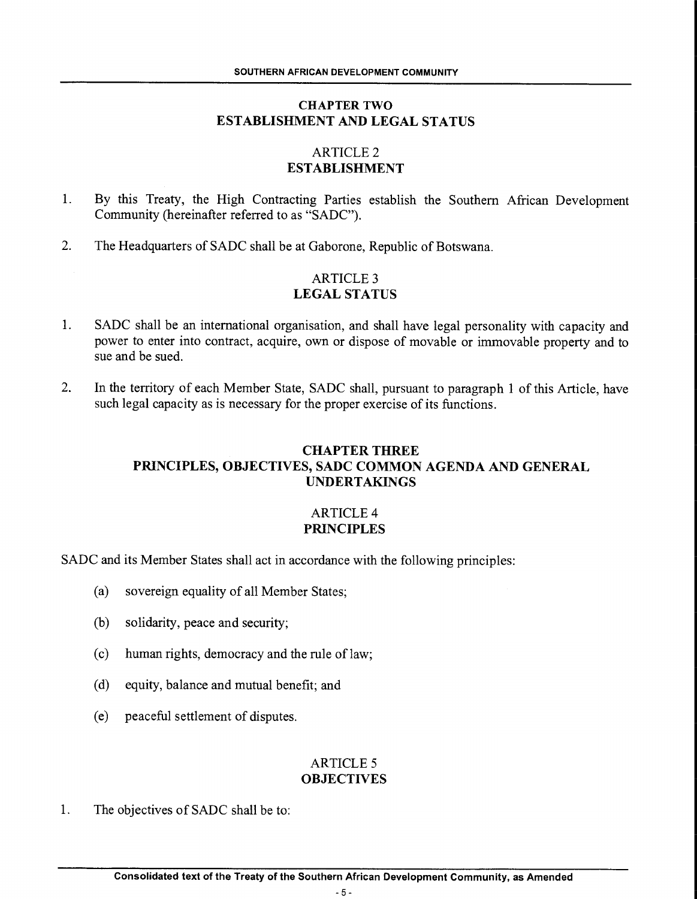## CHAPTER TWO
## ESTABLISHMENT AND LEGAL STATUS

### ARTICLE 2
### ESTABLISHMENT

1. By this Treaty, the High Contracting Parties establish the Southern African Development Community (hereinafter referred to as "SADC").

2. The Headquarters of SADC shall be at Gaborone, Republic of Botswana.

### ARTICLE 3
### LEGAL STATUS

1. SADC shall be an international organisation, and shall have legal personality with capacity and power to enter into contract, acquire, own or dispose of movable or immovable property and to sue and be sued.

2. In the territory of each Member State, SADC shall, pursuant to paragraph 1 of this Article, have such legal capacity as is necessary for the proper exercise of its functions.

## CHAPTER THREE
## PRINCIPLES, OBJECTIVES, SADC COMMON AGENDA AND GENERAL UNDERTAKINGS

### ARTICLE 4
### PRINCIPLES

SADC and its Member States shall act in accordance with the following principles:

(a) sovereign equality of all Member States;

(b) solidarity, peace and security;

(c) human rights, democracy and the rule of law;

(d) equity, balance and mutual benefit; and

(e) peaceful settlement of disputes.

### ARTICLE 5
### OBJECTIVES

1. The objectives of SADC shall be to: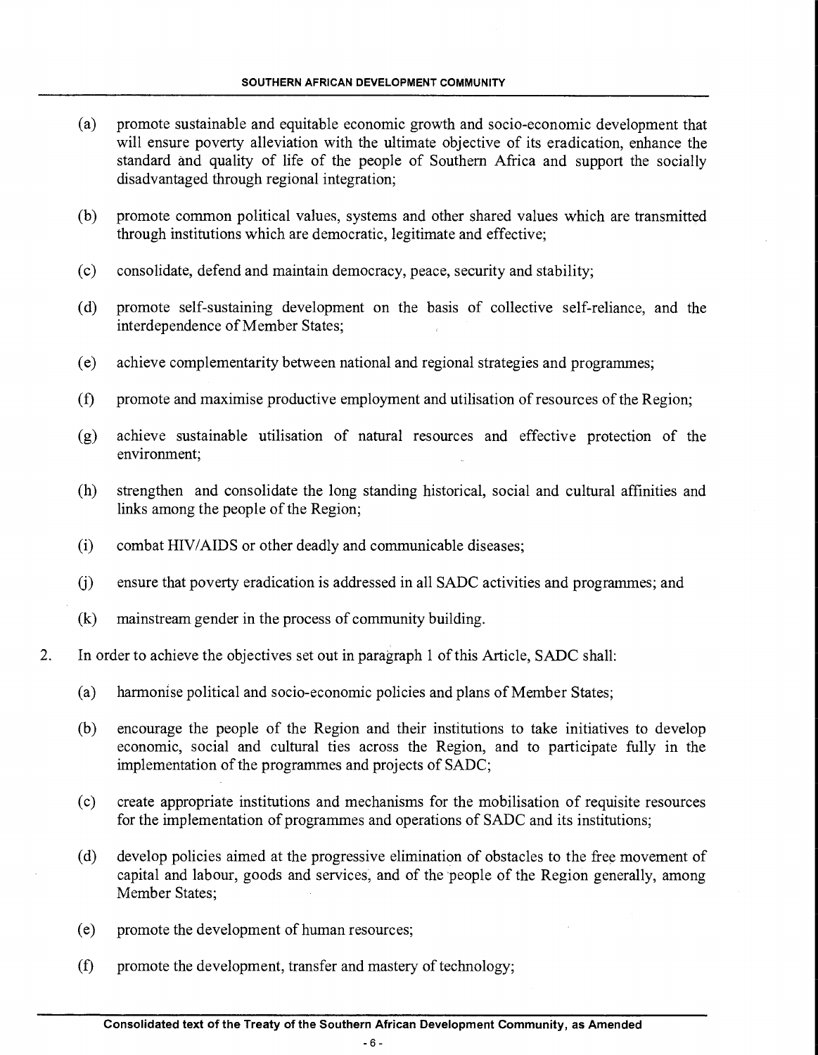(a) promote sustainable and equitable economic growth and socio-economic development that will ensure poverty alleviation with the ultimate objective of its eradication, enhance the standard and quality of life of the people of Southern Africa and support the socially disadvantaged through regional integration;

(b) promote common political values, systems and other shared values which are transmitted through institutions which are democratic, legitimate and effective;

(c) consolidate, defend and maintain democracy, peace, security and stability;

(d) promote self-sustaining development on the basis of collective self-reliance, and the interdependence of Member States;

(e) achieve complementarity between national and regional strategies and programmes;

(f) promote and maximise productive employment and utilisation of resources of the Region;

(g) achieve sustainable utilisation of natural resources and effective protection of the environment;

(h) strengthen and consolidate the long standing historical, social and cultural affinities and links among the people of the Region;

(i) combat HIV/AIDS or other deadly and communicable diseases;

(j) ensure that poverty eradication is addressed in all SADC activities and programmes; and

(k) mainstream gender in the process of community building.

2. In order to achieve the objectives set out in paragraph 1 of this Article, SADC shall:

(a) harmonise political and socio-economic policies and plans of Member States;

(b) encourage the people of the Region and their institutions to take initiatives to develop economic, social and cultural ties across the Region, and to participate fully in the implementation of the programmes and projects of SADC;

(c) create appropriate institutions and mechanisms for the mobilisation of requisite resources for the implementation of programmes and operations of SADC and its institutions;

(d) develop policies aimed at the progressive elimination of obstacles to the free movement of capital and labour, goods and services, and of the people of the Region generally, among Member States;

(e) promote the development of human resources;

(f) promote the development, transfer and mastery of technology;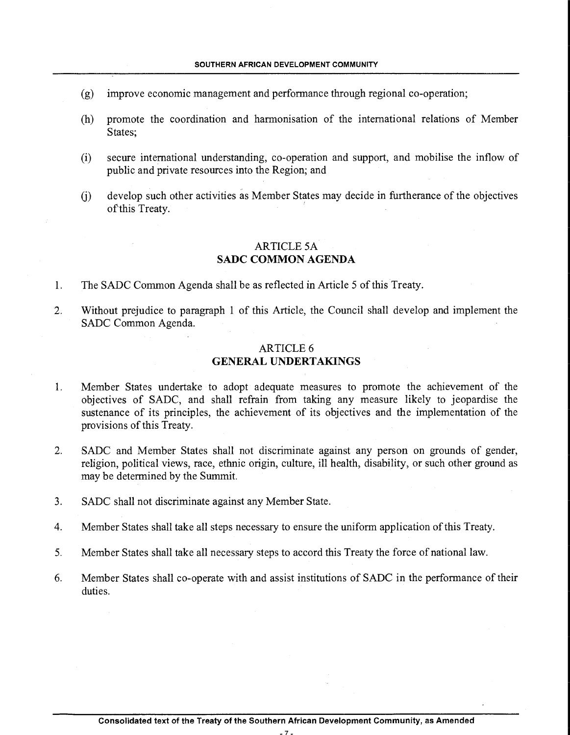(g) improve economic management and performance through regional co-operation;

(h) promote the coordination and harmonisation of the international relations of Member States;

(i) secure international understanding, co-operation and support, and mobilise the inflow of public and private resources into the Region; and

(j) develop such other activities as Member States may decide in furtherance of the objectives of this Treaty.

## ARTICLE 5A
## SADC COMMON AGENDA

1. The SADC Common Agenda shall be as reflected in Article 5 of this Treaty.

2. Without prejudice to paragraph 1 of this Article, the Council shall develop and implement the SADC Common Agenda.

## ARTICLE 6
## GENERAL UNDERTAKINGS

1. Member States undertake to adopt adequate measures to promote the achievement of the objectives of SADC, and shall refrain from taking any measure likely to jeopardise the sustenance of its principles, the achievement of its objectives and the implementation of the provisions of this Treaty.

2. SADC and Member States shall not discriminate against any person on grounds of gender, religion, political views, race, ethnic origin, culture, ill health, disability, or such other ground as may be determined by the Summit.

3. SADC shall not discriminate against any Member State.

4. Member States shall take all steps necessary to ensure the uniform application of this Treaty.

5. Member States shall take all necessary steps to accord this Treaty the force of national law.

6. Member States shall co-operate with and assist institutions of SADC in the performance of their duties.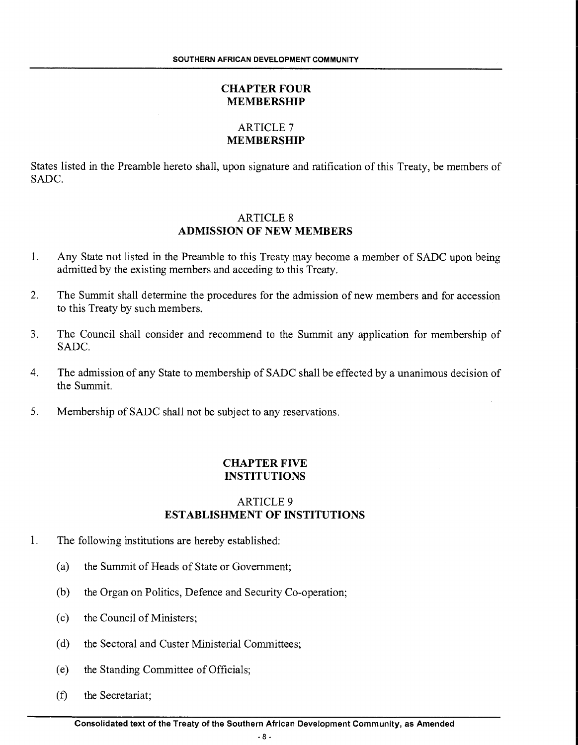## CHAPTER FOUR
## MEMBERSHIP

### ARTICLE 7
### MEMBERSHIP

States listed in the Preamble hereto shall, upon signature and ratification of this Treaty, be members of SADC.

### ARTICLE 8
### ADMISSION OF NEW MEMBERS

1. Any State not listed in the Preamble to this Treaty may become a member of SADC upon being admitted by the existing members and acceding to this Treaty.

2. The Summit shall determine the procedures for the admission of new members and for accession to this Treaty by such members.

3. The Council shall consider and recommend to the Summit any application for membership of SADC.

4. The admission of any State to membership of SADC shall be effected by a unanimous decision of the Summit.

5. Membership of SADC shall not be subject to any reservations.

## CHAPTER FIVE
## INSTITUTIONS

### ARTICLE 9
### ESTABLISHMENT OF INSTITUTIONS

1. The following institutions are hereby established:

   (a) the Summit of Heads of State or Government;

   (b) the Organ on Politics, Defence and Security Co-operation;

   (c) the Council of Ministers;

   (d) the Sectoral and Custer Ministerial Committees;

   (e) the Standing Committee of Officials;

   (f) the Secretariat;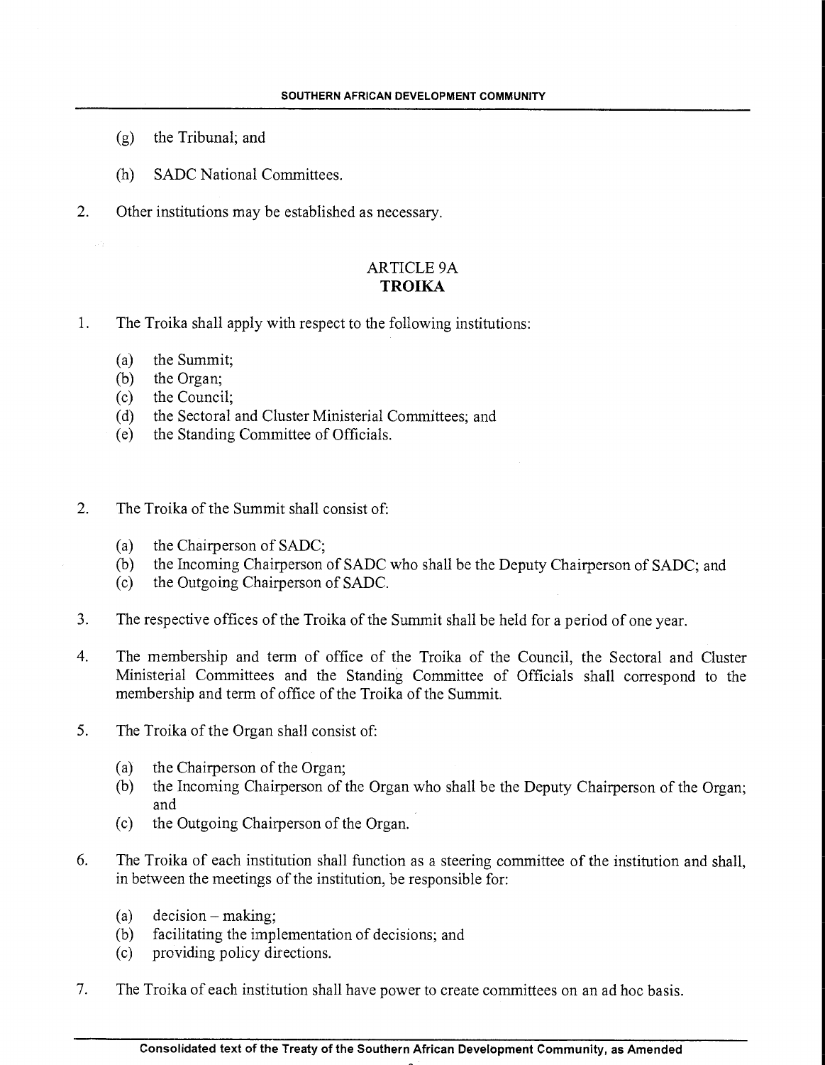(g) the Tribunal; and

(h) SADC National Committees.

2. Other institutions may be established as necessary.

## ARTICLE 9A
## TROIKA

1. The Troika shall apply with respect to the following institutions:

   (a) the Summit;
   (b) the Organ;
   (c) the Council;
   (d) the Sectoral and Cluster Ministerial Committees; and
   (e) the Standing Committee of Officials.

2. The Troika of the Summit shall consist of:

   (a) the Chairperson of SADC;
   (b) the Incoming Chairperson of SADC who shall be the Deputy Chairperson of SADC; and
   (c) the Outgoing Chairperson of SADC.

3. The respective offices of the Troika of the Summit shall be held for a period of one year.

4. The membership and term of office of the Troika of the Council, the Sectoral and Cluster Ministerial Committees and the Standing Committee of Officials shall correspond to the membership and term of office of the Troika of the Summit.

5. The Troika of the Organ shall consist of:

   (a) the Chairperson of the Organ;
   (b) the Incoming Chairperson of the Organ who shall be the Deputy Chairperson of the Organ; and
   (c) the Outgoing Chairperson of the Organ.

6. The Troika of each institution shall function as a steering committee of the institution and shall, in between the meetings of the institution, be responsible for:

   (a) decision – making;
   (b) facilitating the implementation of decisions; and
   (c) providing policy directions.

7. The Troika of each institution shall have power to create committees on an ad hoc basis.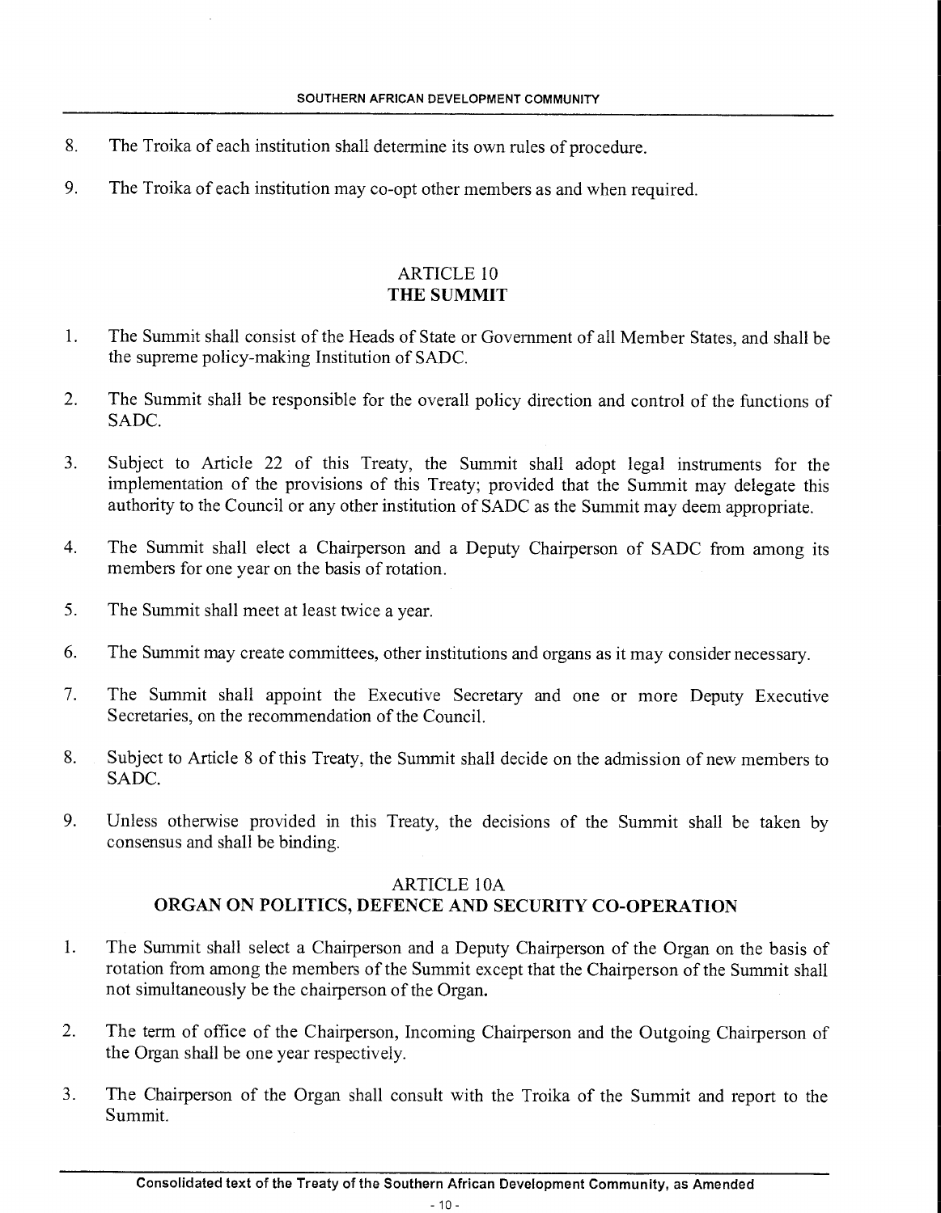8. The Troika of each institution shall determine its own rules of procedure.

9. The Troika of each institution may co-opt other members as and when required.

## ARTICLE 10
## THE SUMMIT

1. The Summit shall consist of the Heads of State or Government of all Member States, and shall be the supreme policy-making Institution of SADC.

2. The Summit shall be responsible for the overall policy direction and control of the functions of SADC.

3. Subject to Article 22 of this Treaty, the Summit shall adopt legal instruments for the implementation of the provisions of this Treaty; provided that the Summit may delegate this authority to the Council or any other institution of SADC as the Summit may deem appropriate.

4. The Summit shall elect a Chairperson and a Deputy Chairperson of SADC from among its members for one year on the basis of rotation.

5. The Summit shall meet at least twice a year.

6. The Summit may create committees, other institutions and organs as it may consider necessary.

7. The Summit shall appoint the Executive Secretary and one or more Deputy Executive Secretaries, on the recommendation of the Council.

8. Subject to Article 8 of this Treaty, the Summit shall decide on the admission of new members to SADC.

9. Unless otherwise provided in this Treaty, the decisions of the Summit shall be taken by consensus and shall be binding.

## ARTICLE 10A
## ORGAN ON POLITICS, DEFENCE AND SECURITY CO-OPERATION

1. The Summit shall select a Chairperson and a Deputy Chairperson of the Organ on the basis of rotation from among the members of the Summit except that the Chairperson of the Summit shall not simultaneously be the chairperson of the Organ.

2. The term of office of the Chairperson, Incoming Chairperson and the Outgoing Chairperson of the Organ shall be one year respectively.

3. The Chairperson of the Organ shall consult with the Troika of the Summit and report to the Summit.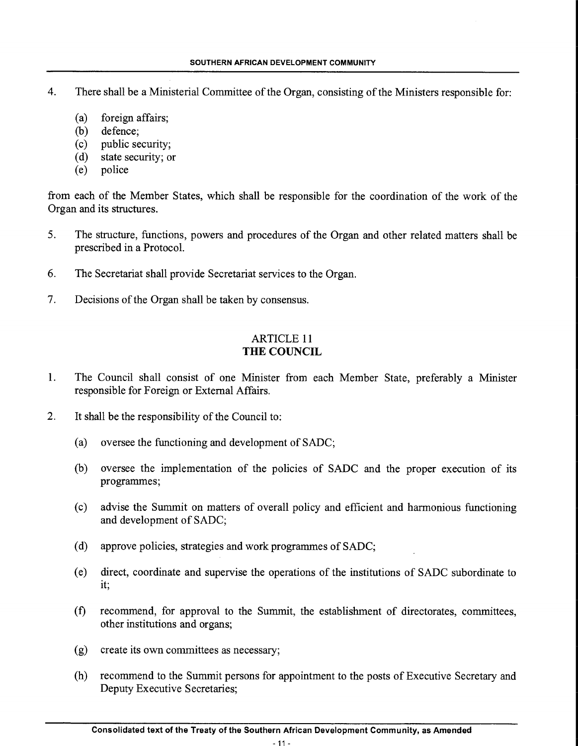4. There shall be a Ministerial Committee of the Organ, consisting of the Ministers responsible for:

    (a) foreign affairs;
    (b) defence;
    (c) public security;
    (d) state security; or
    (e) police

from each of the Member States, which shall be responsible for the coordination of the work of the Organ and its structures.

5. The structure, functions, powers and procedures of the Organ and other related matters shall be prescribed in a Protocol.

6. The Secretariat shall provide Secretariat services to the Organ.

7. Decisions of the Organ shall be taken by consensus.

## ARTICLE 11
## THE COUNCIL

1. The Council shall consist of one Minister from each Member State, preferably a Minister responsible for Foreign or External Affairs.

2. It shall be the responsibility of the Council to:

    (a) oversee the functioning and development of SADC;

    (b) oversee the implementation of the policies of SADC and the proper execution of its programmes;

    (c) advise the Summit on matters of overall policy and efficient and harmonious functioning and development of SADC;

    (d) approve policies, strategies and work programmes of SADC;

    (e) direct, coordinate and supervise the operations of the institutions of SADC subordinate to it;

    (f) recommend, for approval to the Summit, the establishment of directorates, committees, other institutions and organs;

    (g) create its own committees as necessary;

    (h) recommend to the Summit persons for appointment to the posts of Executive Secretary and Deputy Executive Secretaries;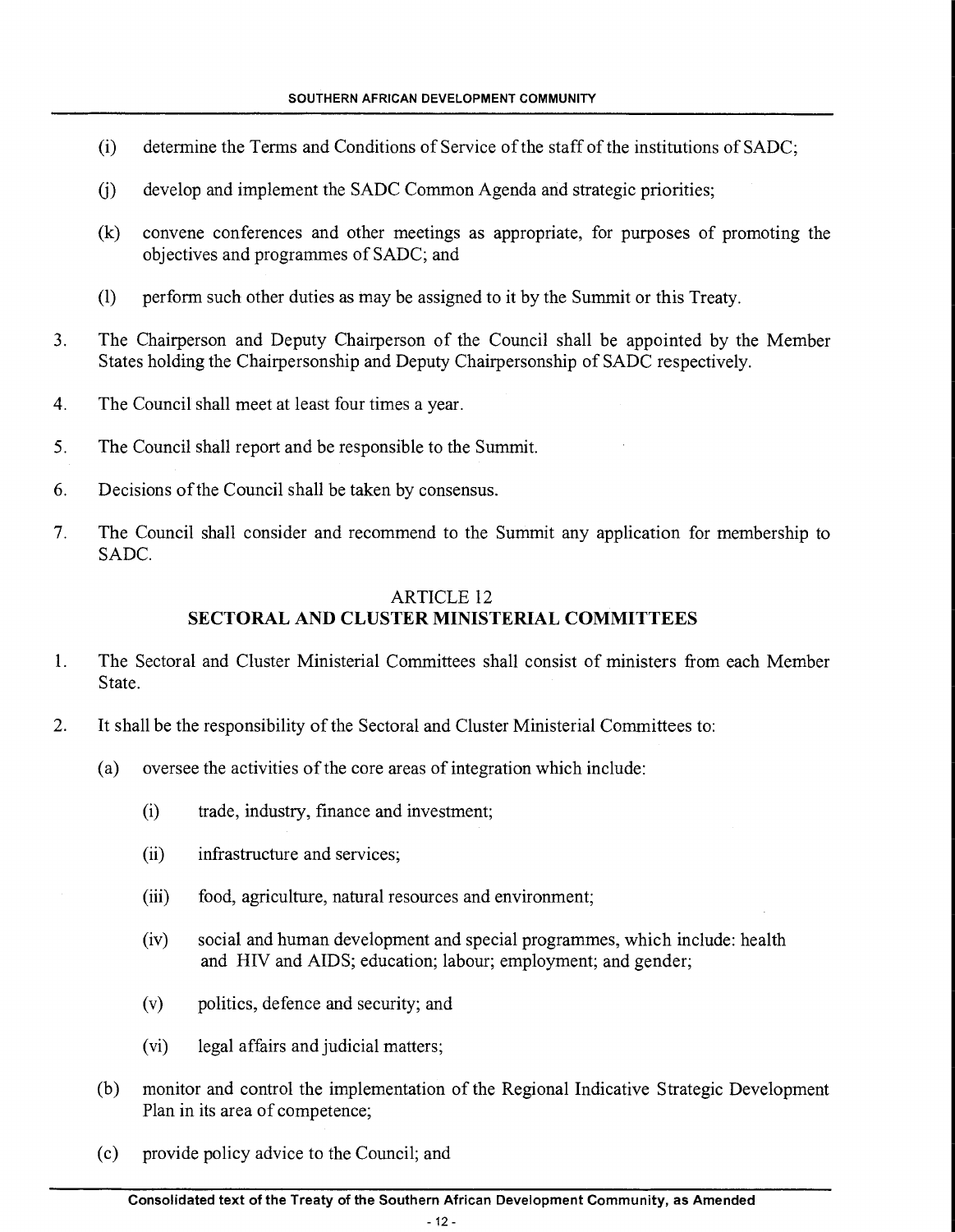(i) determine the Terms and Conditions of Service of the staff of the institutions of SADC;

(j) develop and implement the SADC Common Agenda and strategic priorities;

(k) convene conferences and other meetings as appropriate, for purposes of promoting the objectives and programmes of SADC; and

(l) perform such other duties as may be assigned to it by the Summit or this Treaty.

3. The Chairperson and Deputy Chairperson of the Council shall be appointed by the Member States holding the Chairpersonship and Deputy Chairpersonship of SADC respectively.

4. The Council shall meet at least four times a year.

5. The Council shall report and be responsible to the Summit.

6. Decisions of the Council shall be taken by consensus.

7. The Council shall consider and recommend to the Summit any application for membership to SADC.

## ARTICLE 12
## SECTORAL AND CLUSTER MINISTERIAL COMMITTEES

1. The Sectoral and Cluster Ministerial Committees shall consist of ministers from each Member State.

2. It shall be the responsibility of the Sectoral and Cluster Ministerial Committees to:

   (a) oversee the activities of the core areas of integration which include:

      (i) trade, industry, finance and investment;

      (ii) infrastructure and services;

      (iii) food, agriculture, natural resources and environment;

      (iv) social and human development and special programmes, which include: health and HIV and AIDS; education; labour; employment; and gender;

      (v) politics, defence and security; and

      (vi) legal affairs and judicial matters;

   (b) monitor and control the implementation of the Regional Indicative Strategic Development Plan in its area of competence;

   (c) provide policy advice to the Council; and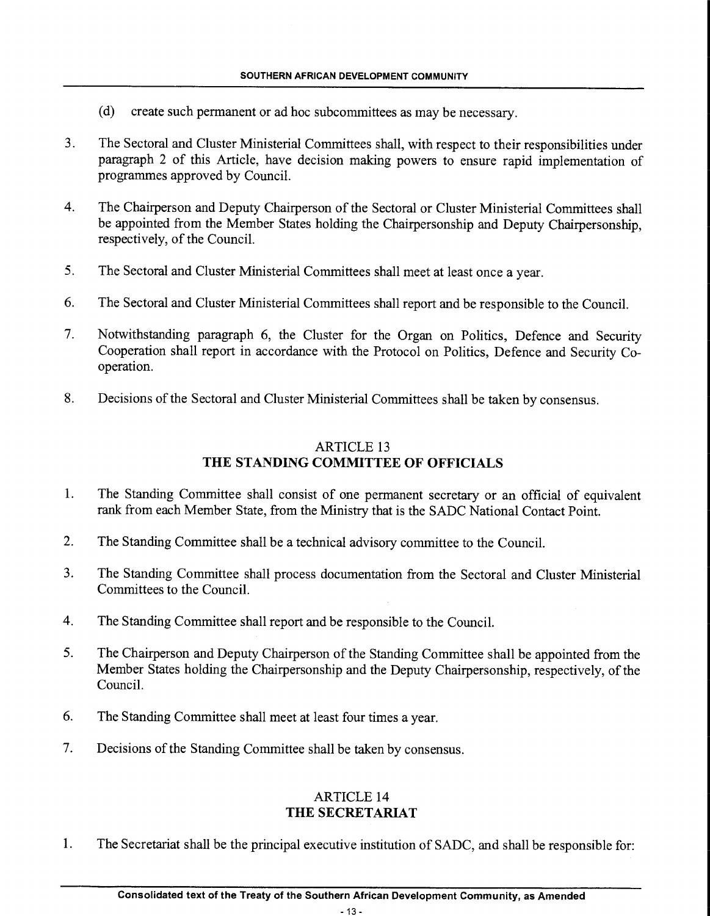(d) create such permanent or ad hoc subcommittees as may be necessary.

3. The Sectoral and Cluster Ministerial Committees shall, with respect to their responsibilities under paragraph 2 of this Article, have decision making powers to ensure rapid implementation of programmes approved by Council.

4. The Chairperson and Deputy Chairperson of the Sectoral or Cluster Ministerial Committees shall be appointed from the Member States holding the Chairpersonship and Deputy Chairpersonship, respectively, of the Council.

5. The Sectoral and Cluster Ministerial Committees shall meet at least once a year.

6. The Sectoral and Cluster Ministerial Committees shall report and be responsible to the Council.

7. Notwithstanding paragraph 6, the Cluster for the Organ on Politics, Defence and Security Cooperation shall report in accordance with the Protocol on Politics, Defence and Security Co-operation.

8. Decisions of the Sectoral and Cluster Ministerial Committees shall be taken by consensus.

## ARTICLE 13
## THE STANDING COMMITTEE OF OFFICIALS

1. The Standing Committee shall consist of one permanent secretary or an official of equivalent rank from each Member State, from the Ministry that is the SADC National Contact Point.

2. The Standing Committee shall be a technical advisory committee to the Council.

3. The Standing Committee shall process documentation from the Sectoral and Cluster Ministerial Committees to the Council.

4. The Standing Committee shall report and be responsible to the Council.

5. The Chairperson and Deputy Chairperson of the Standing Committee shall be appointed from the Member States holding the Chairpersonship and the Deputy Chairpersonship, respectively, of the Council.

6. The Standing Committee shall meet at least four times a year.

7. Decisions of the Standing Committee shall be taken by consensus.

## ARTICLE 14
## THE SECRETARIAT

1. The Secretariat shall be the principal executive institution of SADC, and shall be responsible for: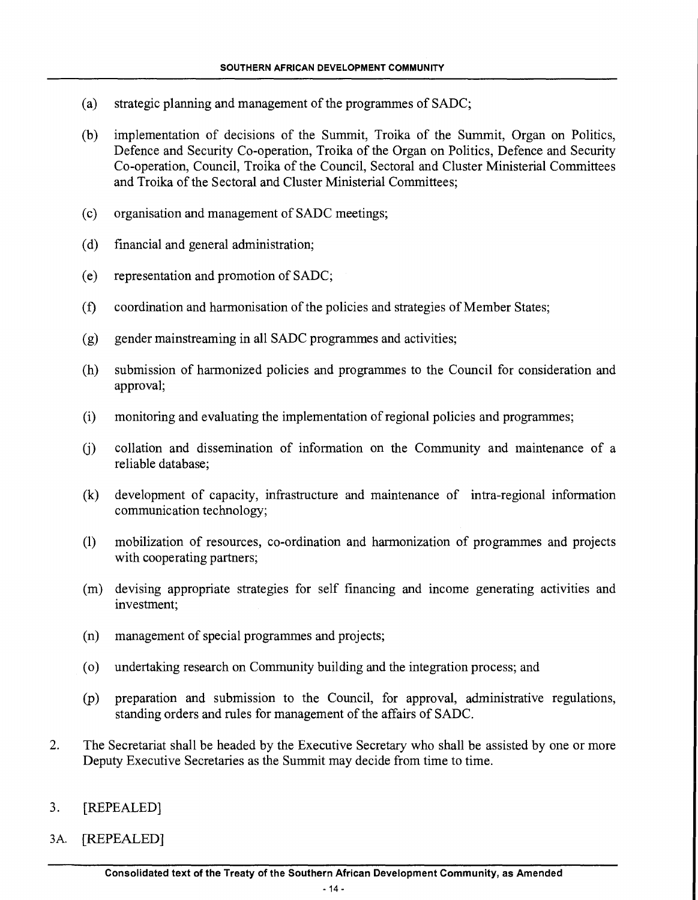(a) strategic planning and management of the programmes of SADC;

(b) implementation of decisions of the Summit, Troika of the Summit, Organ on Politics, Defence and Security Co-operation, Troika of the Organ on Politics, Defence and Security Co-operation, Council, Troika of the Council, Sectoral and Cluster Ministerial Committees and Troika of the Sectoral and Cluster Ministerial Committees;

(c) organisation and management of SADC meetings;

(d) financial and general administration;

(e) representation and promotion of SADC;

(f) coordination and harmonisation of the policies and strategies of Member States;

(g) gender mainstreaming in all SADC programmes and activities;

(h) submission of harmonized policies and programmes to the Council for consideration and approval;

(i) monitoring and evaluating the implementation of regional policies and programmes;

(j) collation and dissemination of information on the Community and maintenance of a reliable database;

(k) development of capacity, infrastructure and maintenance of intra-regional information communication technology;

(l) mobilization of resources, co-ordination and harmonization of programmes and projects with cooperating partners;

(m) devising appropriate strategies for self financing and income generating activities and investment;

(n) management of special programmes and projects;

(o) undertaking research on Community building and the integration process; and

(p) preparation and submission to the Council, for approval, administrative regulations, standing orders and rules for management of the affairs of SADC.

2. The Secretariat shall be headed by the Executive Secretary who shall be assisted by one or more Deputy Executive Secretaries as the Summit may decide from time to time.

3. [REPEALED]

3A. [REPEALED]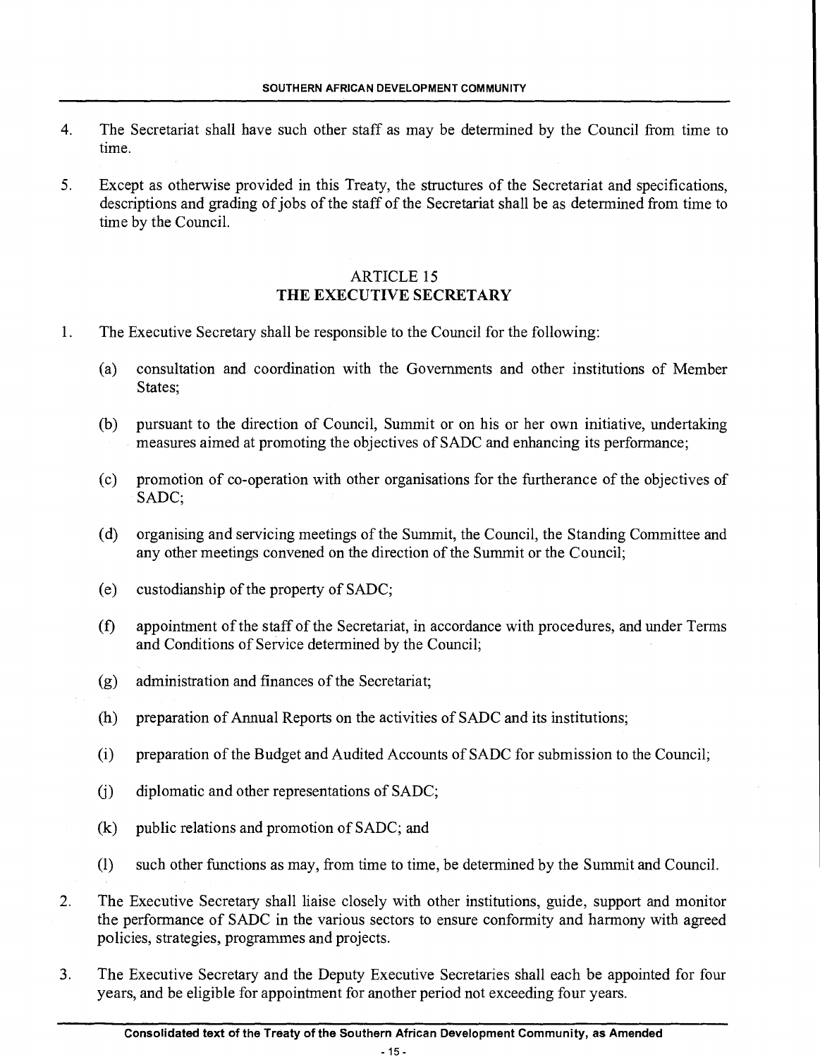4. The Secretariat shall have such other staff as may be determined by the Council from time to time.

5. Except as otherwise provided in this Treaty, the structures of the Secretariat and specifications, descriptions and grading of jobs of the staff of the Secretariat shall be as determined from time to time by the Council.

## ARTICLE 15
## THE EXECUTIVE SECRETARY

1. The Executive Secretary shall be responsible to the Council for the following:

    (a) consultation and coordination with the Governments and other institutions of Member States;

    (b) pursuant to the direction of Council, Summit or on his or her own initiative, undertaking measures aimed at promoting the objectives of SADC and enhancing its performance;

    (c) promotion of co-operation with other organisations for the furtherance of the objectives of SADC;

    (d) organising and servicing meetings of the Summit, the Council, the Standing Committee and any other meetings convened on the direction of the Summit or the Council;

    (e) custodianship of the property of SADC;

    (f) appointment of the staff of the Secretariat, in accordance with procedures, and under Terms and Conditions of Service determined by the Council;

    (g) administration and finances of the Secretariat;

    (h) preparation of Annual Reports on the activities of SADC and its institutions;

    (i) preparation of the Budget and Audited Accounts of SADC for submission to the Council;

    (j) diplomatic and other representations of SADC;

    (k) public relations and promotion of SADC; and

    (l) such other functions as may, from time to time, be determined by the Summit and Council.

2. The Executive Secretary shall liaise closely with other institutions, guide, support and monitor the performance of SADC in the various sectors to ensure conformity and harmony with agreed policies, strategies, programmes and projects.

3. The Executive Secretary and the Deputy Executive Secretaries shall each be appointed for four years, and be eligible for appointment for another period not exceeding four years.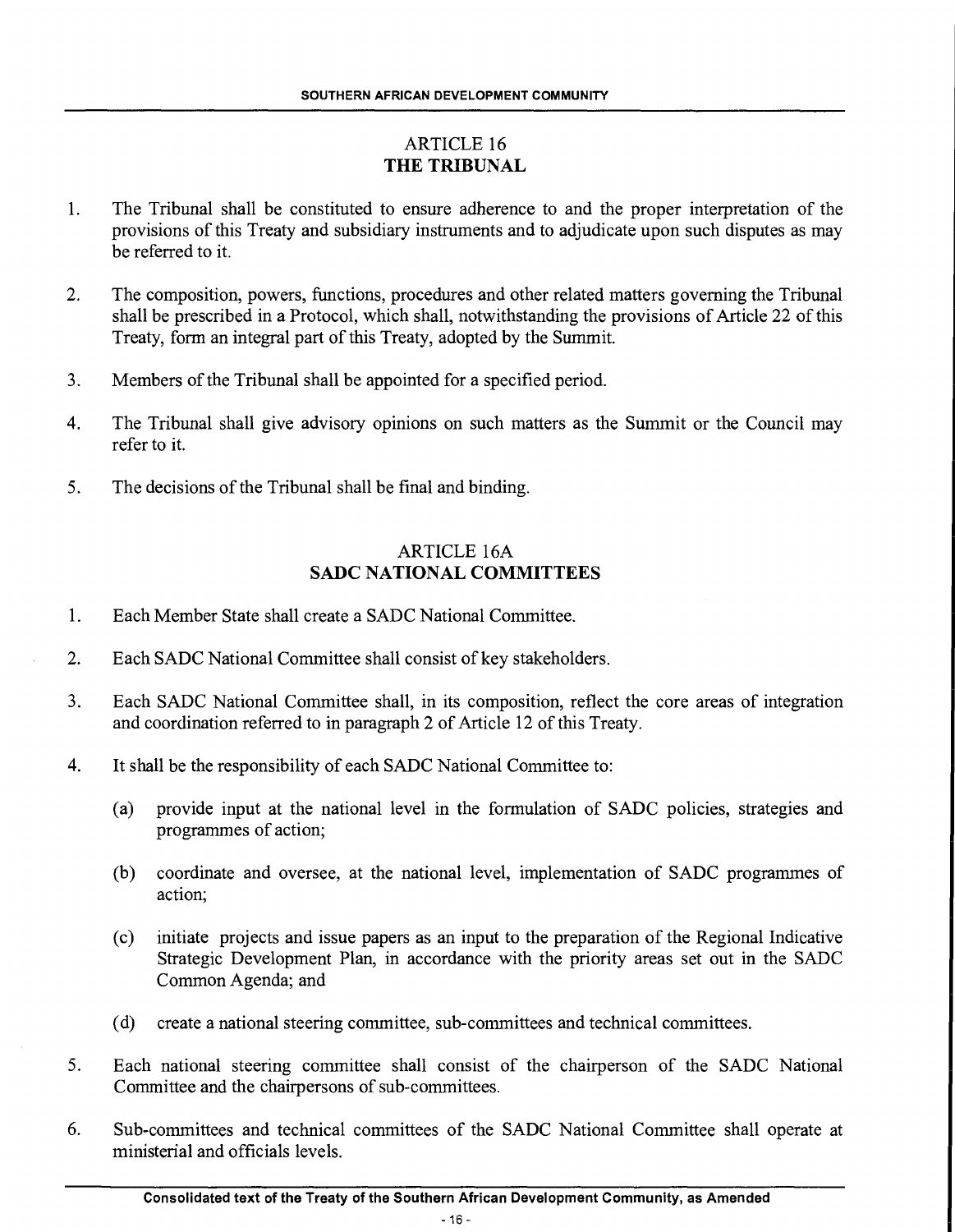## ARTICLE 16
## THE TRIBUNAL

1. The Tribunal shall be constituted to ensure adherence to and the proper interpretation of the provisions of this Treaty and subsidiary instruments and to adjudicate upon such disputes as may be referred to it.

2. The composition, powers, functions, procedures and other related matters governing the Tribunal shall be prescribed in a Protocol, which shall, notwithstanding the provisions of Article 22 of this Treaty, form an integral part of this Treaty, adopted by the Summit.

3. Members of the Tribunal shall be appointed for a specified period.

4. The Tribunal shall give advisory opinions on such matters as the Summit or the Council may refer to it.

5. The decisions of the Tribunal shall be final and binding.

## ARTICLE 16A
## SADC NATIONAL COMMITTEES

1. Each Member State shall create a SADC National Committee.

2. Each SADC National Committee shall consist of key stakeholders.

3. Each SADC National Committee shall, in its composition, reflect the core areas of integration and coordination referred to in paragraph 2 of Article 12 of this Treaty.

4. It shall be the responsibility of each SADC National Committee to:

   (a) provide input at the national level in the formulation of SADC policies, strategies and programmes of action;

   (b) coordinate and oversee, at the national level, implementation of SADC programmes of action;

   (c) initiate projects and issue papers as an input to the preparation of the Regional Indicative Strategic Development Plan, in accordance with the priority areas set out in the SADC Common Agenda; and

   (d) create a national steering committee, sub-committees and technical committees.

5. Each national steering committee shall consist of the chairperson of the SADC National Committee and the chairpersons of sub-committees.

6. Sub-committees and technical committees of the SADC National Committee shall operate at ministerial and officials levels.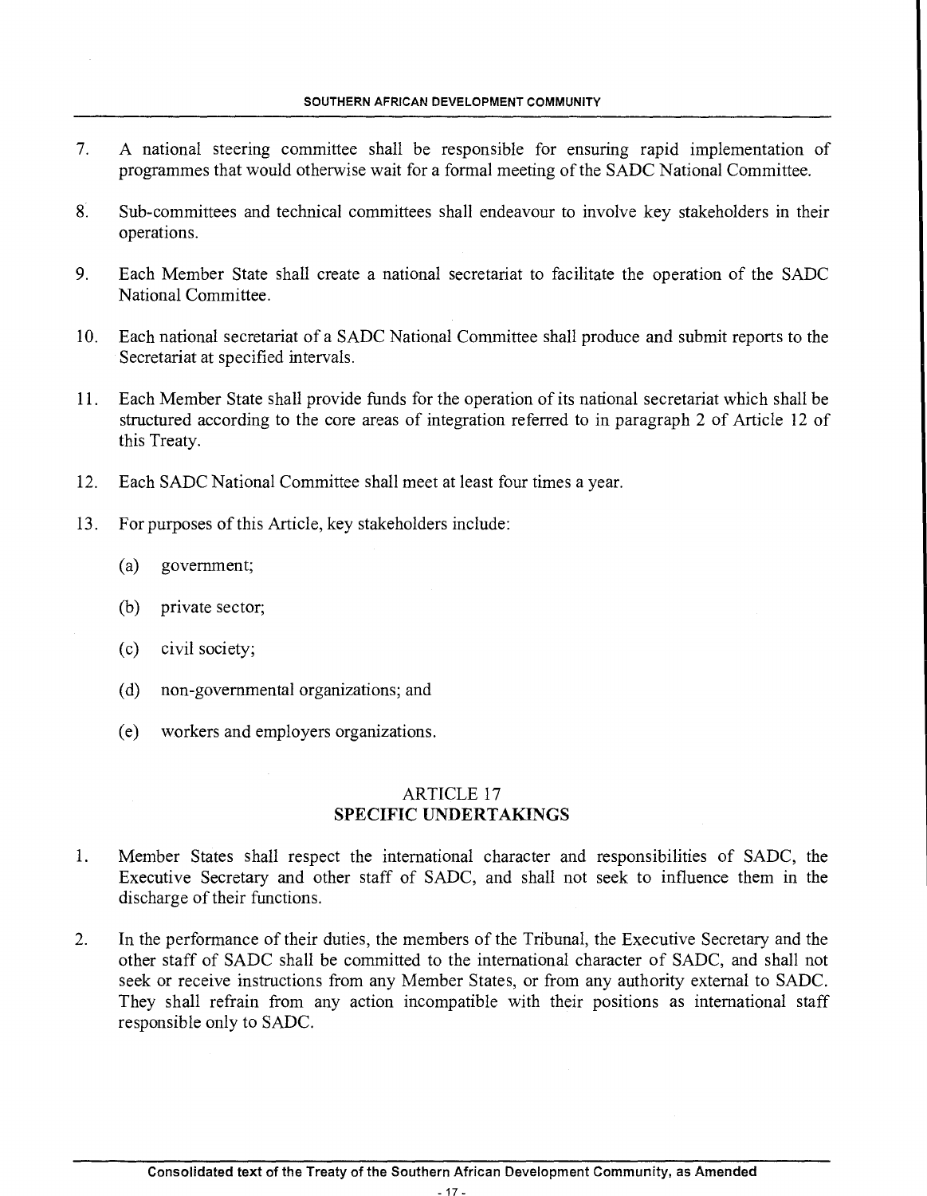7. A national steering committee shall be responsible for ensuring rapid implementation of programmes that would otherwise wait for a formal meeting of the SADC National Committee.

8. Sub-committees and technical committees shall endeavour to involve key stakeholders in their operations.

9. Each Member State shall create a national secretariat to facilitate the operation of the SADC National Committee.

10. Each national secretariat of a SADC National Committee shall produce and submit reports to the Secretariat at specified intervals.

11. Each Member State shall provide funds for the operation of its national secretariat which shall be structured according to the core areas of integration referred to in paragraph 2 of Article 12 of this Treaty.

12. Each SADC National Committee shall meet at least four times a year.

13. For purposes of this Article, key stakeholders include:

    (a) government;

    (b) private sector;

    (c) civil society;

    (d) non-governmental organizations; and

    (e) workers and employers organizations.

## ARTICLE 17
## SPECIFIC UNDERTAKINGS

1. Member States shall respect the international character and responsibilities of SADC, the Executive Secretary and other staff of SADC, and shall not seek to influence them in the discharge of their functions.

2. In the performance of their duties, the members of the Tribunal, the Executive Secretary and the other staff of SADC shall be committed to the international character of SADC, and shall not seek or receive instructions from any Member States, or from any authority external to SADC. They shall refrain from any action incompatible with their positions as international staff responsible only to SADC.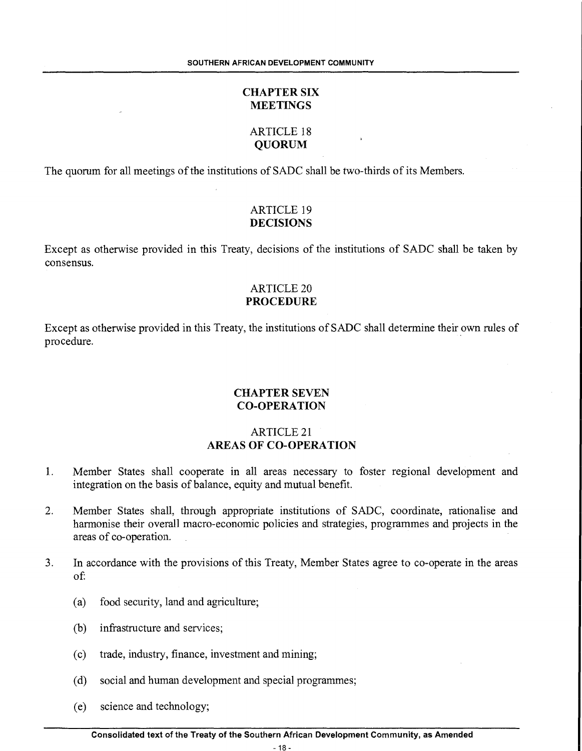## CHAPTER SIX
## MEETINGS

### ARTICLE 18
### QUORUM

The quorum for all meetings of the institutions of SADC shall be two-thirds of its Members.

### ARTICLE 19
### DECISIONS

Except as otherwise provided in this Treaty, decisions of the institutions of SADC shall be taken by consensus.

### ARTICLE 20
### PROCEDURE

Except as otherwise provided in this Treaty, the institutions of SADC shall determine their own rules of procedure.

## CHAPTER SEVEN
## CO-OPERATION

### ARTICLE 21
### AREAS OF CO-OPERATION

1. Member States shall cooperate in all areas necessary to foster regional development and integration on the basis of balance, equity and mutual benefit.

2. Member States shall, through appropriate institutions of SADC, coordinate, rationalise and harmonise their overall macro-economic policies and strategies, programmes and projects in the areas of co-operation.

3. In accordance with the provisions of this Treaty, Member States agree to co-operate in the areas of:

   (a) food security, land and agriculture;

   (b) infrastructure and services;

   (c) trade, industry, finance, investment and mining;

   (d) social and human development and special programmes;

   (e) science and technology;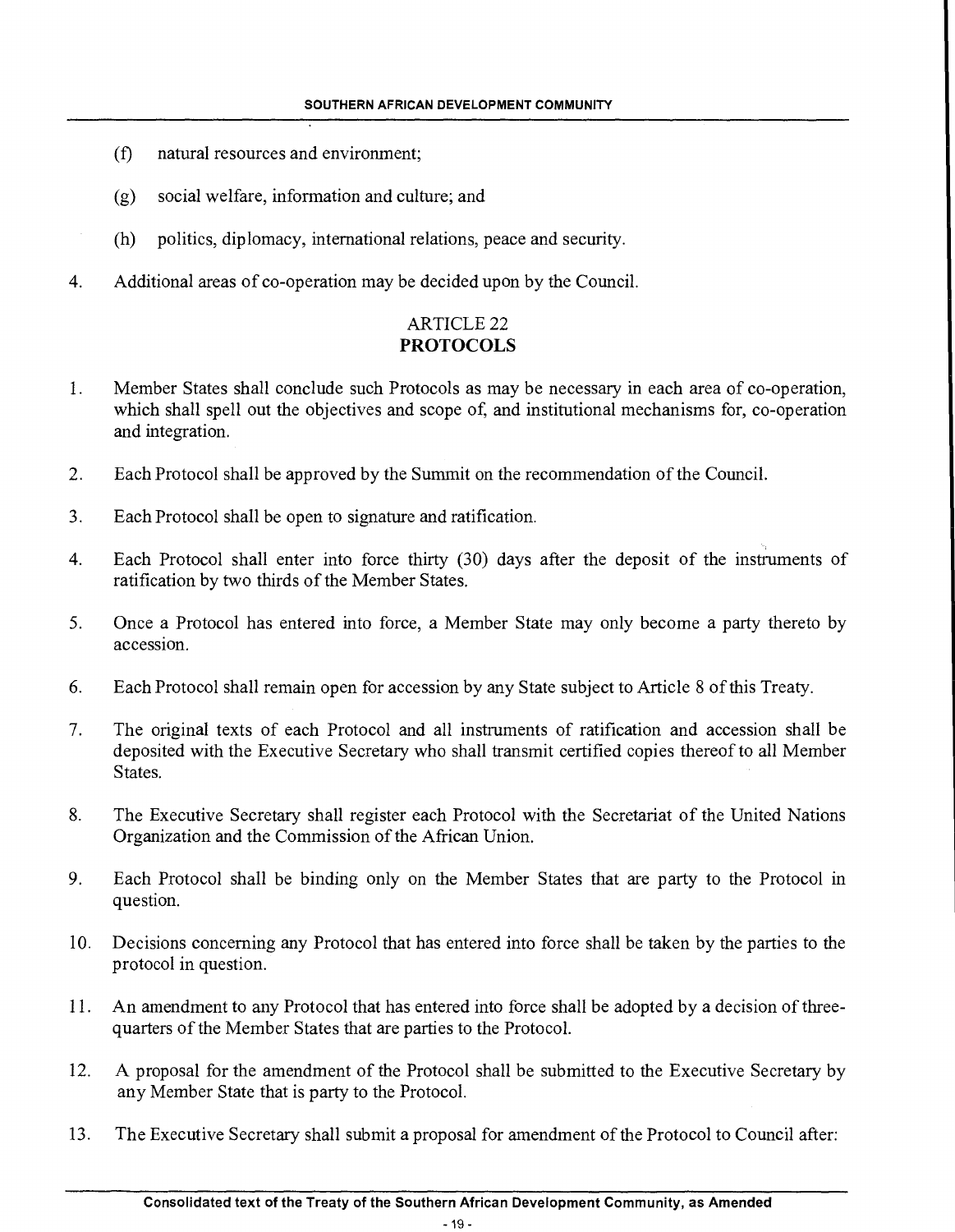(f) natural resources and environment;

(g) social welfare, information and culture; and

(h) politics, diplomacy, international relations, peace and security.

4. Additional areas of co-operation may be decided upon by the Council.

## ARTICLE 22
## PROTOCOLS

1. Member States shall conclude such Protocols as may be necessary in each area of co-operation, which shall spell out the objectives and scope of, and institutional mechanisms for, co-operation and integration.

2. Each Protocol shall be approved by the Summit on the recommendation of the Council.

3. Each Protocol shall be open to signature and ratification.

4. Each Protocol shall enter into force thirty (30) days after the deposit of the instruments of ratification by two thirds of the Member States.

5. Once a Protocol has entered into force, a Member State may only become a party thereto by accession.

6. Each Protocol shall remain open for accession by any State subject to Article 8 of this Treaty.

7. The original texts of each Protocol and all instruments of ratification and accession shall be deposited with the Executive Secretary who shall transmit certified copies thereof to all Member States.

8. The Executive Secretary shall register each Protocol with the Secretariat of the United Nations Organization and the Commission of the African Union.

9. Each Protocol shall be binding only on the Member States that are party to the Protocol in question.

10. Decisions concerning any Protocol that has entered into force shall be taken by the parties to the protocol in question.

11. An amendment to any Protocol that has entered into force shall be adopted by a decision of three-quarters of the Member States that are parties to the Protocol.

12. A proposal for the amendment of the Protocol shall be submitted to the Executive Secretary by any Member State that is party to the Protocol.

13. The Executive Secretary shall submit a proposal for amendment of the Protocol to Council after: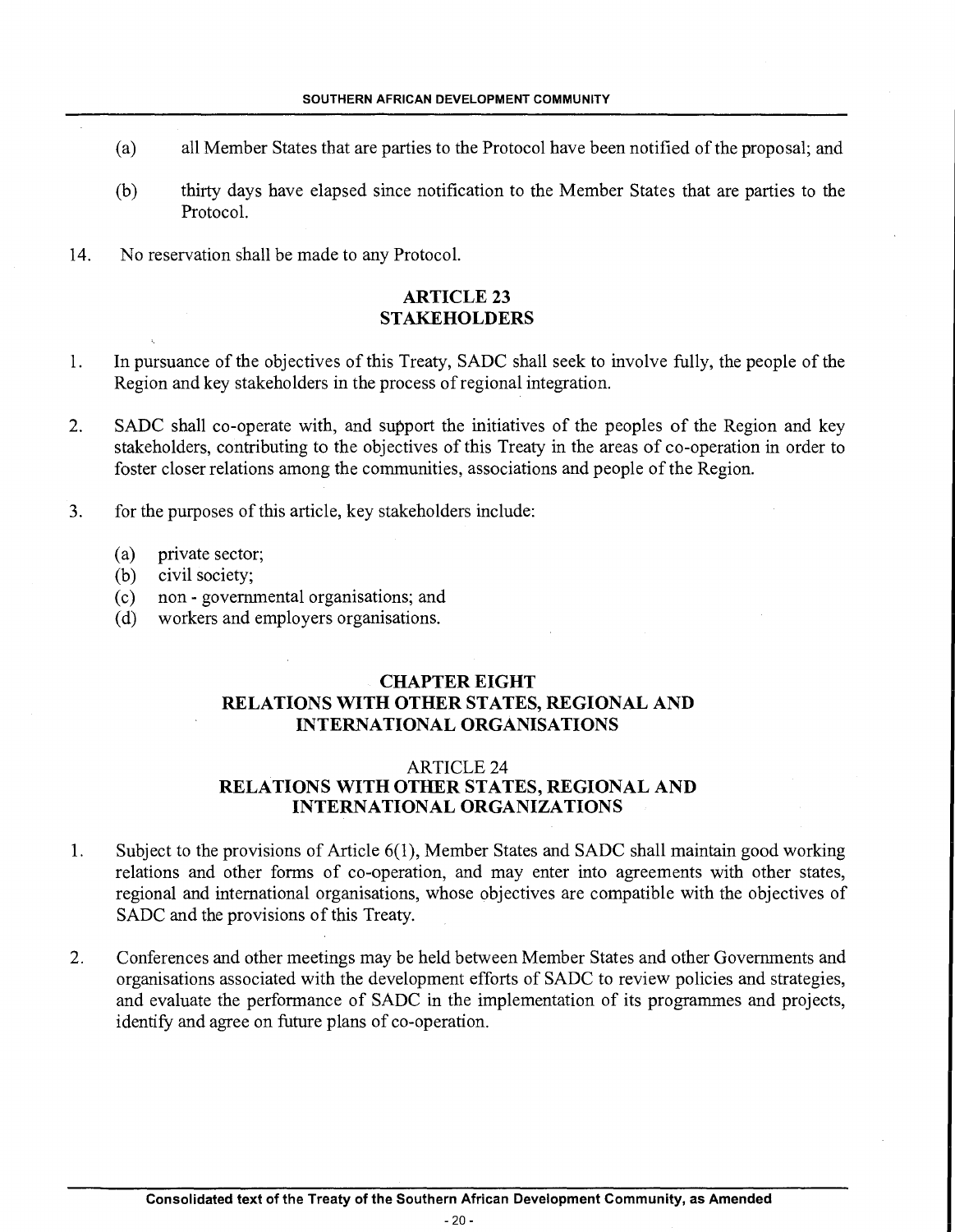(a) all Member States that are parties to the Protocol have been notified of the proposal; and

(b) thirty days have elapsed since notification to the Member States that are parties to the Protocol.

14. No reservation shall be made to any Protocol.

## ARTICLE 23
## STAKEHOLDERS

1. In pursuance of the objectives of this Treaty, SADC shall seek to involve fully, the people of the Region and key stakeholders in the process of regional integration.

2. SADC shall co-operate with, and support the initiatives of the peoples of the Region and key stakeholders, contributing to the objectives of this Treaty in the areas of co-operation in order to foster closer relations among the communities, associations and people of the Region.

3. for the purposes of this article, key stakeholders include:

   (a) private sector;
   (b) civil society;
   (c) non - governmental organisations; and
   (d) workers and employers organisations.

# CHAPTER EIGHT
# RELATIONS WITH OTHER STATES, REGIONAL AND INTERNATIONAL ORGANISATIONS

## ARTICLE 24
## RELATIONS WITH OTHER STATES, REGIONAL AND INTERNATIONAL ORGANIZATIONS

1. Subject to the provisions of Article 6(1), Member States and SADC shall maintain good working relations and other forms of co-operation, and may enter into agreements with other states, regional and international organisations, whose objectives are compatible with the objectives of SADC and the provisions of this Treaty.

2. Conferences and other meetings may be held between Member States and other Governments and organisations associated with the development efforts of SADC to review policies and strategies, and evaluate the performance of SADC in the implementation of its programmes and projects, identify and agree on future plans of co-operation.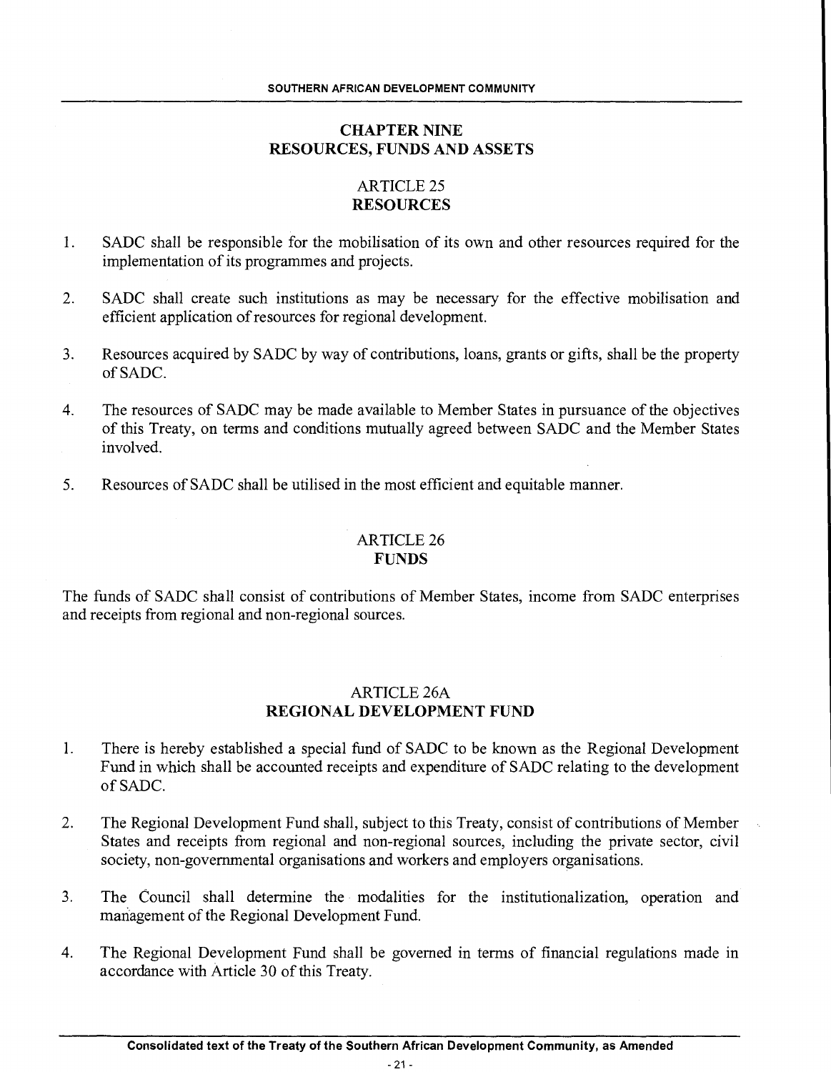## CHAPTER NINE
## RESOURCES, FUNDS AND ASSETS

### ARTICLE 25
### RESOURCES

1. SADC shall be responsible for the mobilisation of its own and other resources required for the implementation of its programmes and projects.

2. SADC shall create such institutions as may be necessary for the effective mobilisation and efficient application of resources for regional development.

3. Resources acquired by SADC by way of contributions, loans, grants or gifts, shall be the property of SADC.

4. The resources of SADC may be made available to Member States in pursuance of the objectives of this Treaty, on terms and conditions mutually agreed between SADC and the Member States involved.

5. Resources of SADC shall be utilised in the most efficient and equitable manner.

### ARTICLE 26
### FUNDS

The funds of SADC shall consist of contributions of Member States, income from SADC enterprises and receipts from regional and non-regional sources.

### ARTICLE 26A
### REGIONAL DEVELOPMENT FUND

1. There is hereby established a special fund of SADC to be known as the Regional Development Fund in which shall be accounted receipts and expenditure of SADC relating to the development of SADC.

2. The Regional Development Fund shall, subject to this Treaty, consist of contributions of Member States and receipts from regional and non-regional sources, including the private sector, civil society, non-governmental organisations and workers and employers organisations.

3. The Council shall determine the modalities for the institutionalization, operation and management of the Regional Development Fund.

4. The Regional Development Fund shall be governed in terms of financial regulations made in accordance with Article 30 of this Treaty.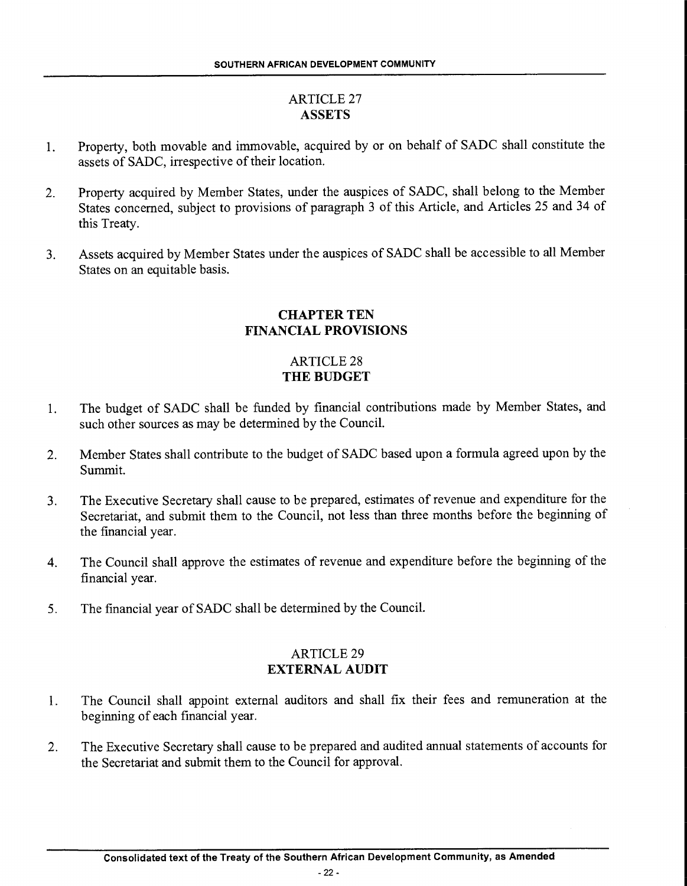## ARTICLE 27
## ASSETS

1. Property, both movable and immovable, acquired by or on behalf of SADC shall constitute the assets of SADC, irrespective of their location.

2. Property acquired by Member States, under the auspices of SADC, shall belong to the Member States concerned, subject to provisions of paragraph 3 of this Article, and Articles 25 and 34 of this Treaty.

3. Assets acquired by Member States under the auspices of SADC shall be accessible to all Member States on an equitable basis.

# CHAPTER TEN
# FINANCIAL PROVISIONS

## ARTICLE 28
## THE BUDGET

1. The budget of SADC shall be funded by financial contributions made by Member States, and such other sources as may be determined by the Council.

2. Member States shall contribute to the budget of SADC based upon a formula agreed upon by the Summit.

3. The Executive Secretary shall cause to be prepared, estimates of revenue and expenditure for the Secretariat, and submit them to the Council, not less than three months before the beginning of the financial year.

4. The Council shall approve the estimates of revenue and expenditure before the beginning of the financial year.

5. The financial year of SADC shall be determined by the Council.

## ARTICLE 29
## EXTERNAL AUDIT

1. The Council shall appoint external auditors and shall fix their fees and remuneration at the beginning of each financial year.

2. The Executive Secretary shall cause to be prepared and audited annual statements of accounts for the Secretariat and submit them to the Council for approval.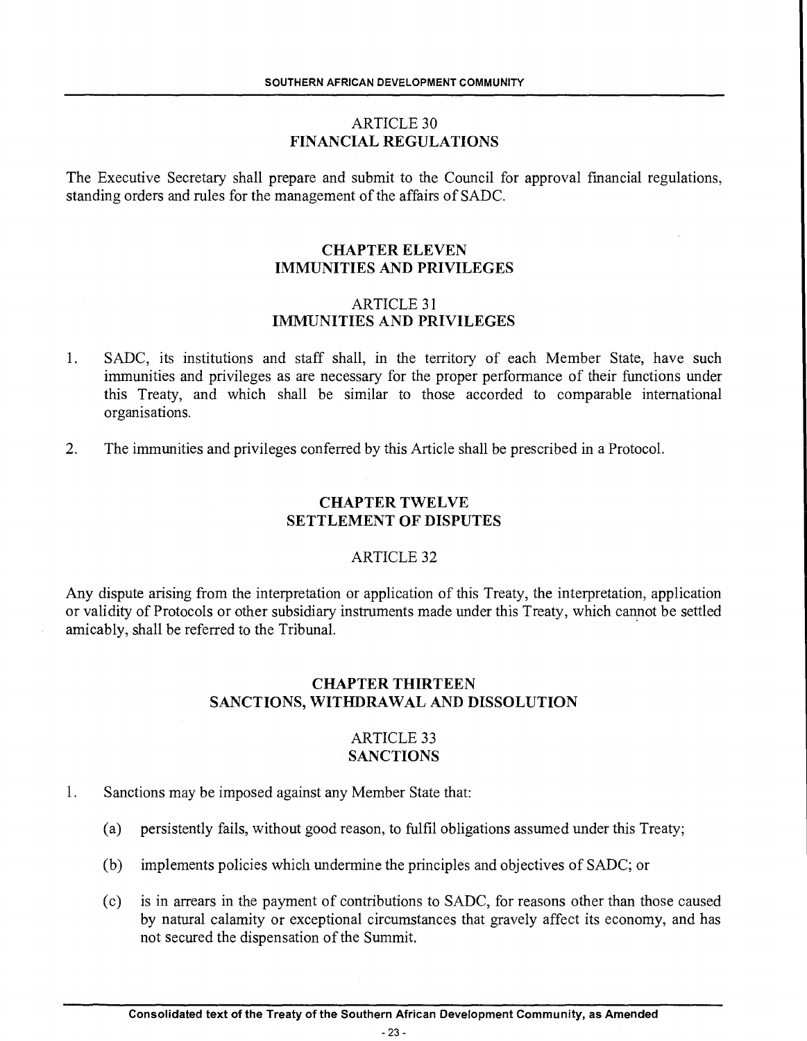## ARTICLE 30
## FINANCIAL REGULATIONS

The Executive Secretary shall prepare and submit to the Council for approval financial regulations, standing orders and rules for the management of the affairs of SADC.

# CHAPTER ELEVEN
# IMMUNITIES AND PRIVILEGES

## ARTICLE 31
## IMMUNITIES AND PRIVILEGES

1. SADC, its institutions and staff shall, in the territory of each Member State, have such immunities and privileges as are necessary for the proper performance of their functions under this Treaty, and which shall be similar to those accorded to comparable international organisations.

2. The immunities and privileges conferred by this Article shall be prescribed in a Protocol.

# CHAPTER TWELVE
# SETTLEMENT OF DISPUTES

## ARTICLE 32

Any dispute arising from the interpretation or application of this Treaty, the interpretation, application or validity of Protocols or other subsidiary instruments made under this Treaty, which cannot be settled amicably, shall be referred to the Tribunal.

# CHAPTER THIRTEEN
# SANCTIONS, WITHDRAWAL AND DISSOLUTION

## ARTICLE 33
## SANCTIONS

1. Sanctions may be imposed against any Member State that:

   (a) persistently fails, without good reason, to fulfil obligations assumed under this Treaty;

   (b) implements policies which undermine the principles and objectives of SADC; or

   (c) is in arrears in the payment of contributions to SADC, for reasons other than those caused by natural calamity or exceptional circumstances that gravely affect its economy, and has not secured the dispensation of the Summit.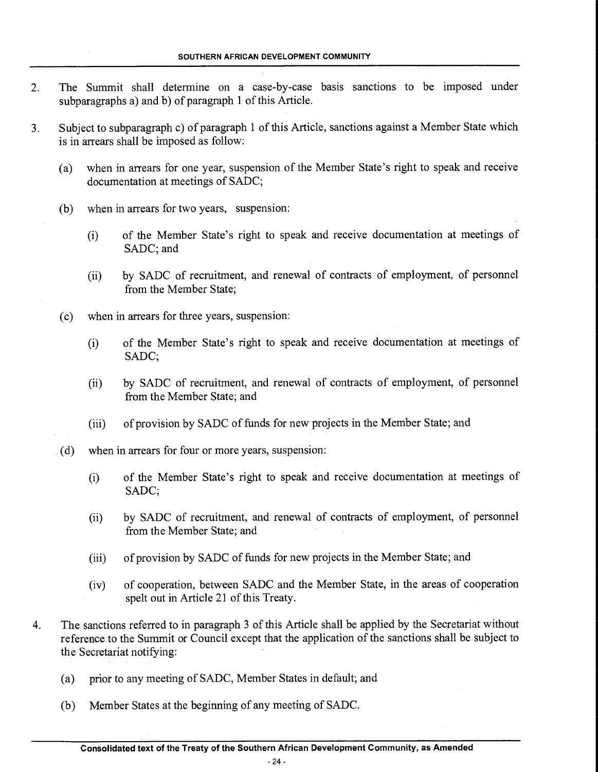2. The Summit shall determine on a case-by-case basis sanctions to be imposed under subparagraphs a) and b) of paragraph 1 of this Article.

3. Subject to subparagraph c) of paragraph 1 of this Article, sanctions against a Member State which is in arrears shall be imposed as follow:

   (a) when in arrears for one year, suspension of the Member State's right to speak and receive documentation at meetings of SADC;

   (b) when in arrears for two years, suspension:

      (i) of the Member State's right to speak and receive documentation at meetings of SADC; and

      (ii) by SADC of recruitment, and renewal of contracts of employment, of personnel from the Member State;

   (c) when in arrears for three years, suspension:

      (i) of the Member State's right to speak and receive documentation at meetings of SADC;

      (ii) by SADC of recruitment, and renewal of contracts of employment, of personnel from the Member State; and

      (iii) of provision by SADC of funds for new projects in the Member State; and

   (d) when in arrears for four or more years, suspension:

      (i) of the Member State's right to speak and receive documentation at meetings of SADC;

      (ii) by SADC of recruitment, and renewal of contracts of employment, of personnel from the Member State; and

      (iii) of provision by SADC of funds for new projects in the Member State; and

      (iv) of cooperation, between SADC and the Member State, in the areas of cooperation spelt out in Article 21 of this Treaty.

4. The sanctions referred to in paragraph 3 of this Article shall be applied by the Secretariat without reference to the Summit or Council except that the application of the sanctions shall be subject to the Secretariat notifying:

   (a) prior to any meeting of SADC, Member States in default; and

   (b) Member States at the beginning of any meeting of SADC.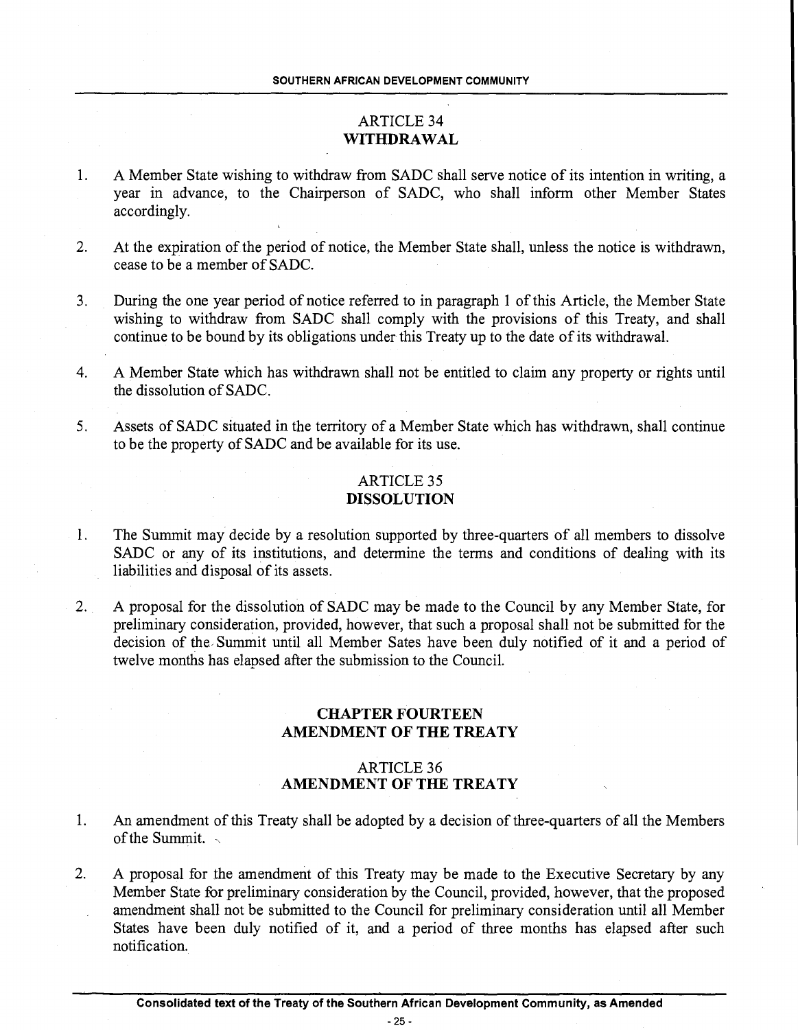## ARTICLE 34
## WITHDRAWAL

1. A Member State wishing to withdraw from SADC shall serve notice of its intention in writing, a year in advance, to the Chairperson of SADC, who shall inform other Member States accordingly.

2. At the expiration of the period of notice, the Member State shall, unless the notice is withdrawn, cease to be a member of SADC.

3. During the one year period of notice referred to in paragraph 1 of this Article, the Member State wishing to withdraw from SADC shall comply with the provisions of this Treaty, and shall continue to be bound by its obligations under this Treaty up to the date of its withdrawal.

4. A Member State which has withdrawn shall not be entitled to claim any property or rights until the dissolution of SADC.

5. Assets of SADC situated in the territory of a Member State which has withdrawn, shall continue to be the property of SADC and be available for its use.

## ARTICLE 35
## DISSOLUTION

1. The Summit may decide by a resolution supported by three-quarters of all members to dissolve SADC or any of its institutions, and determine the terms and conditions of dealing with its liabilities and disposal of its assets.

2. A proposal for the dissolution of SADC may be made to the Council by any Member State, for preliminary consideration, provided, however, that such a proposal shall not be submitted for the decision of the Summit until all Member Sates have been duly notified of it and a period of twelve months has elapsed after the submission to the Council.

# CHAPTER FOURTEEN
# AMENDMENT OF THE TREATY

## ARTICLE 36
## AMENDMENT OF THE TREATY

1. An amendment of this Treaty shall be adopted by a decision of three-quarters of all the Members of the Summit.

2. A proposal for the amendment of this Treaty may be made to the Executive Secretary by any Member State for preliminary consideration by the Council, provided, however, that the proposed amendment shall not be submitted to the Council for preliminary consideration until all Member States have been duly notified of it, and a period of three months has elapsed after such notification.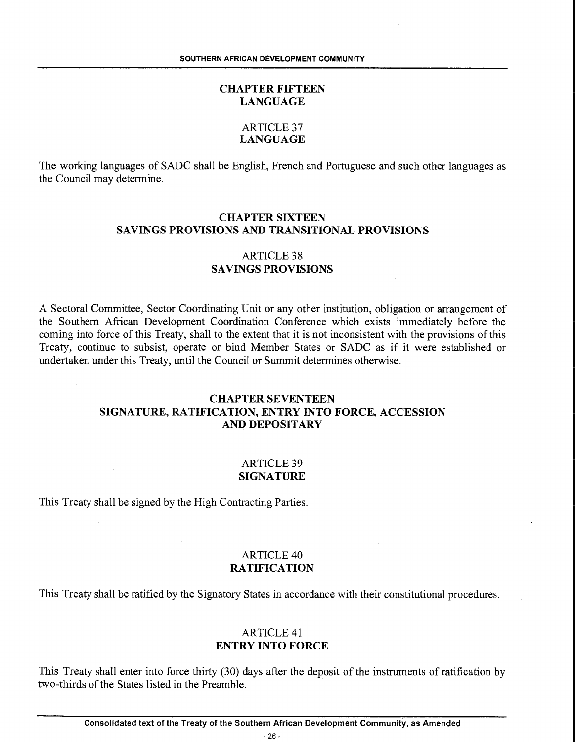## CHAPTER FIFTEEN
## LANGUAGE

### ARTICLE 37
### LANGUAGE

The working languages of SADC shall be English, French and Portuguese and such other languages as the Council may determine.

## CHAPTER SIXTEEN
## SAVINGS PROVISIONS AND TRANSITIONAL PROVISIONS

### ARTICLE 38
### SAVINGS PROVISIONS

A Sectoral Committee, Sector Coordinating Unit or any other institution, obligation or arrangement of the Southern African Development Coordination Conference which exists immediately before the coming into force of this Treaty, shall to the extent that it is not inconsistent with the provisions of this Treaty, continue to subsist, operate or bind Member States or SADC as if it were established or undertaken under this Treaty, until the Council or Summit determines otherwise.

## CHAPTER SEVENTEEN
## SIGNATURE, RATIFICATION, ENTRY INTO FORCE, ACCESSION AND DEPOSITARY

### ARTICLE 39
### SIGNATURE

This Treaty shall be signed by the High Contracting Parties.

### ARTICLE 40
### RATIFICATION

This Treaty shall be ratified by the Signatory States in accordance with their constitutional procedures.

### ARTICLE 41
### ENTRY INTO FORCE

This Treaty shall enter into force thirty (30) days after the deposit of the instruments of ratification by two-thirds of the States listed in the Preamble.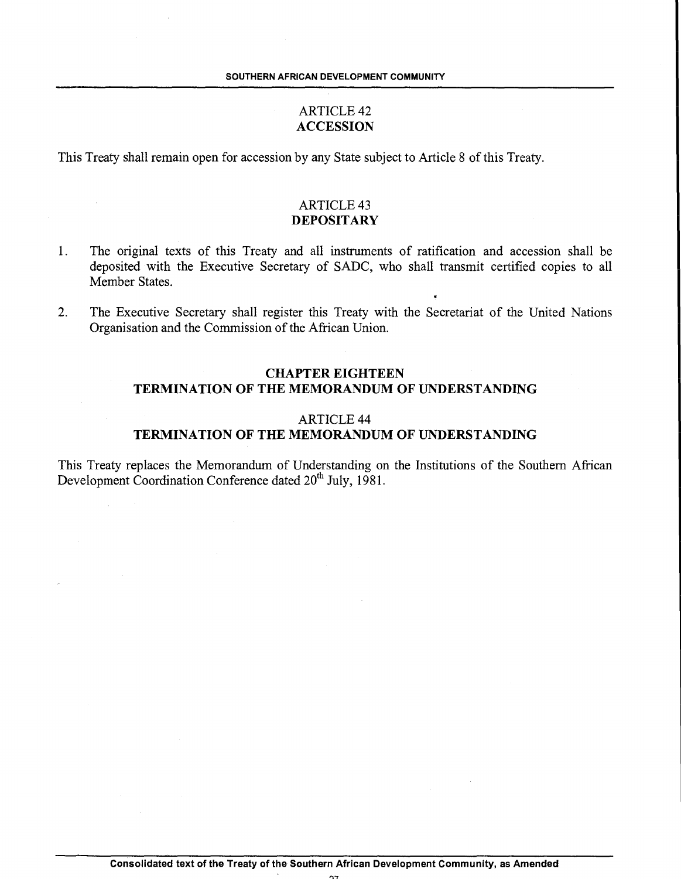## ARTICLE 42
## ACCESSION

This Treaty shall remain open for accession by any State subject to Article 8 of this Treaty.

## ARTICLE 43
## DEPOSITARY

1. The original texts of this Treaty and all instruments of ratification and accession shall be deposited with the Executive Secretary of SADC, who shall transmit certified copies to all Member States.

2. The Executive Secretary shall register this Treaty with the Secretariat of the United Nations Organisation and the Commission of the African Union.

# CHAPTER EIGHTEEN
# TERMINATION OF THE MEMORANDUM OF UNDERSTANDING

## ARTICLE 44
## TERMINATION OF THE MEMORANDUM OF UNDERSTANDING

This Treaty replaces the Memorandum of Understanding on the Institutions of the Southern African Development Coordination Conference dated 20th July, 1981.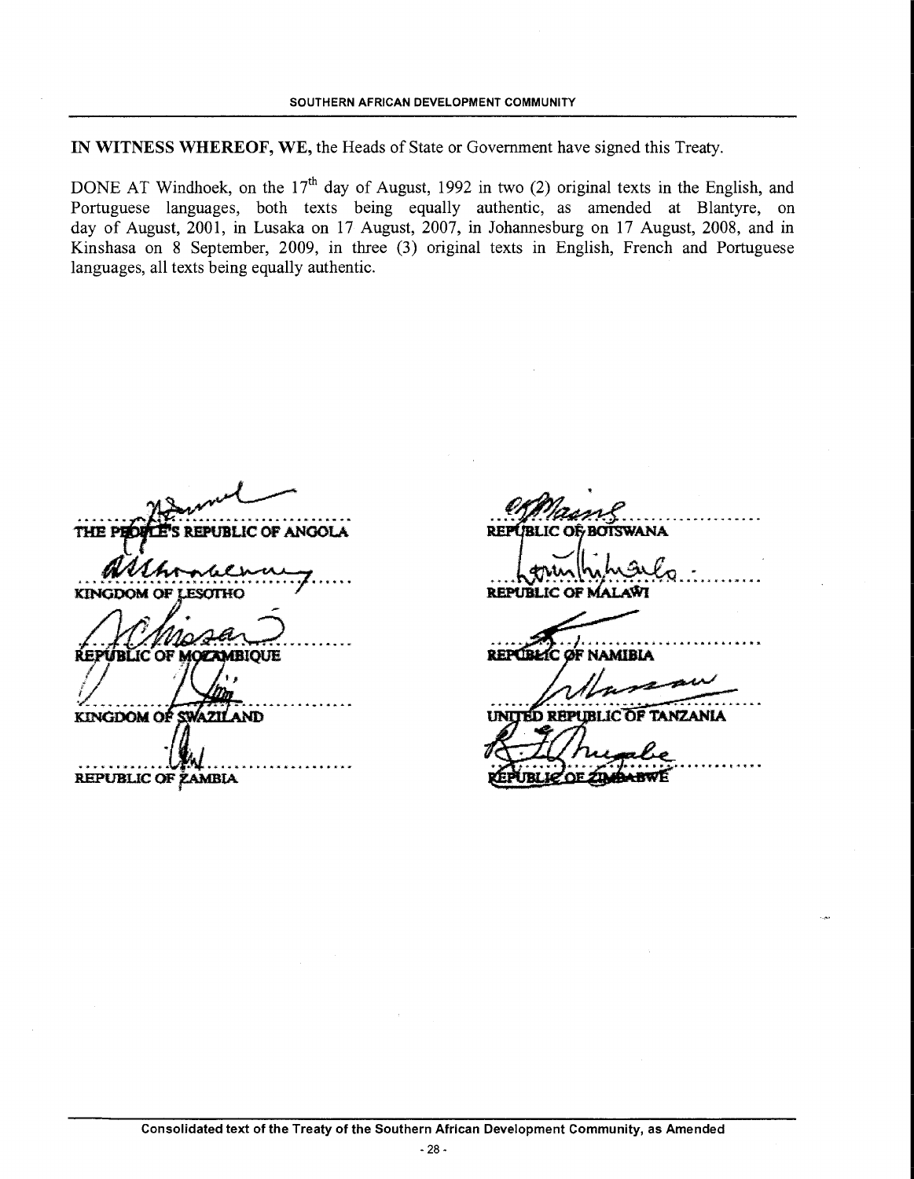**IN WITNESS WHEREOF, WE,** the Heads of State or Government have signed this Treaty.

DONE AT Windhoek, on the 17th day of August, 1992 in two (2) original texts in the English, and Portuguese languages, both texts being equally authentic, as amended at Blantyre, on day of August, 2001, in Lusaka on 17 August, 2007, in Johannesburg on 17 August, 2008, and in Kinshasa on 8 September, 2009, in three (3) original texts in English, French and Portuguese languages, all texts being equally authentic.

..................................................
THE PEOPLE'S REPUBLIC OF ANGOLA

..................................................
KINGDOM OF LESOTHO

..................................................
REPUBLIC OF MOZAMBIQUE

..................................................
KINGDOM OF SWAZILAND

..................................................
REPUBLIC OF ZAMBIA

..................................................
REPUBLIC OF BOTSWANA

..................................................
REPUBLIC OF MALAWI

..................................................
REPUBLIC OF NAMIBIA

..................................................
UNITED REPUBLIC OF TANZANIA

..................................................
REPUBLIC OF ZIMBABWE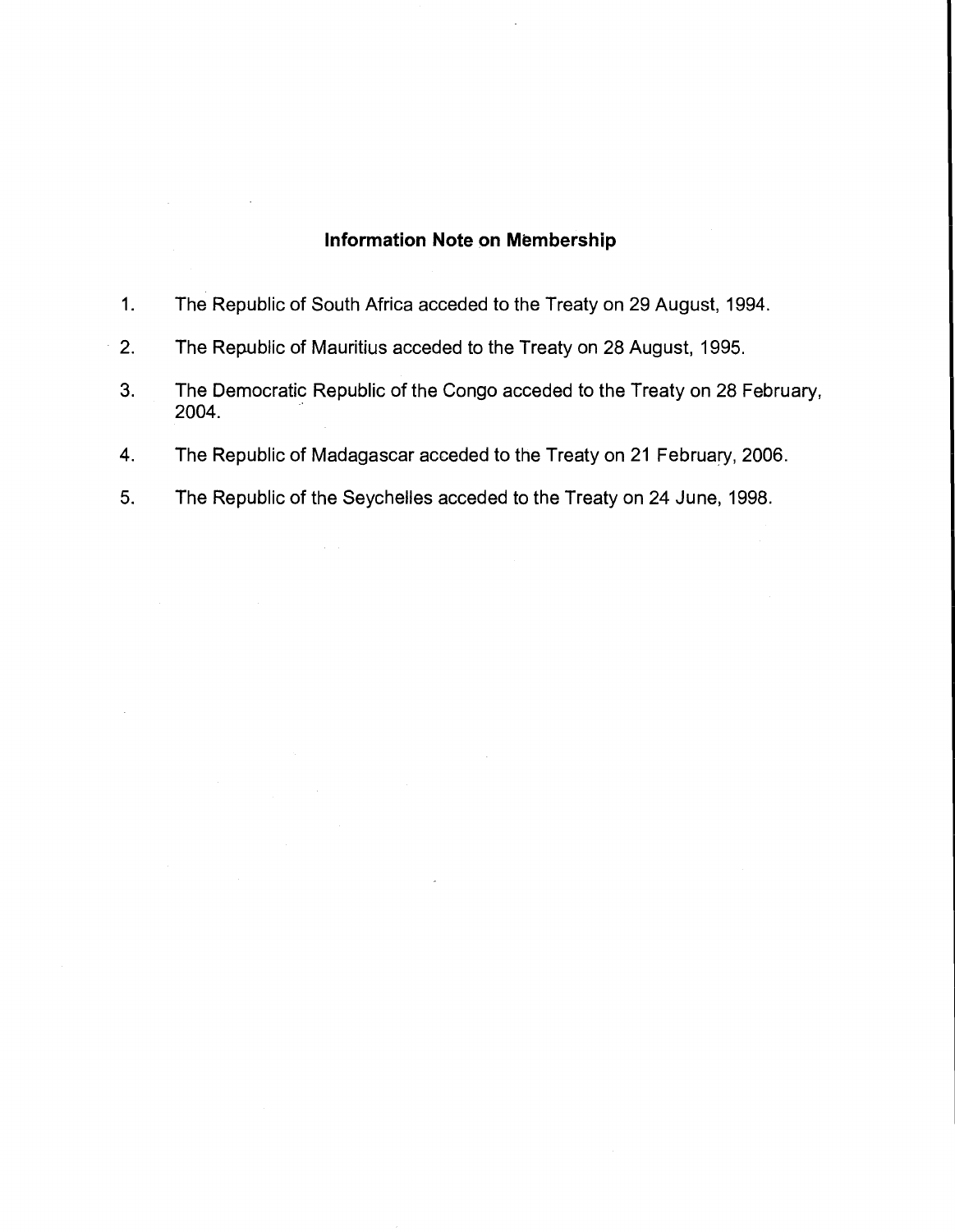## Information Note on Membership

1. The Republic of South Africa acceded to the Treaty on 29 August, 1994.
2. The Republic of Mauritius acceded to the Treaty on 28 August, 1995.
3. The Democratic Republic of the Congo acceded to the Treaty on 28 February, 2004.
4. The Republic of Madagascar acceded to the Treaty on 21 February, 2006.
5. The Republic of the Seychelles acceded to the Treaty on 24 June, 1998.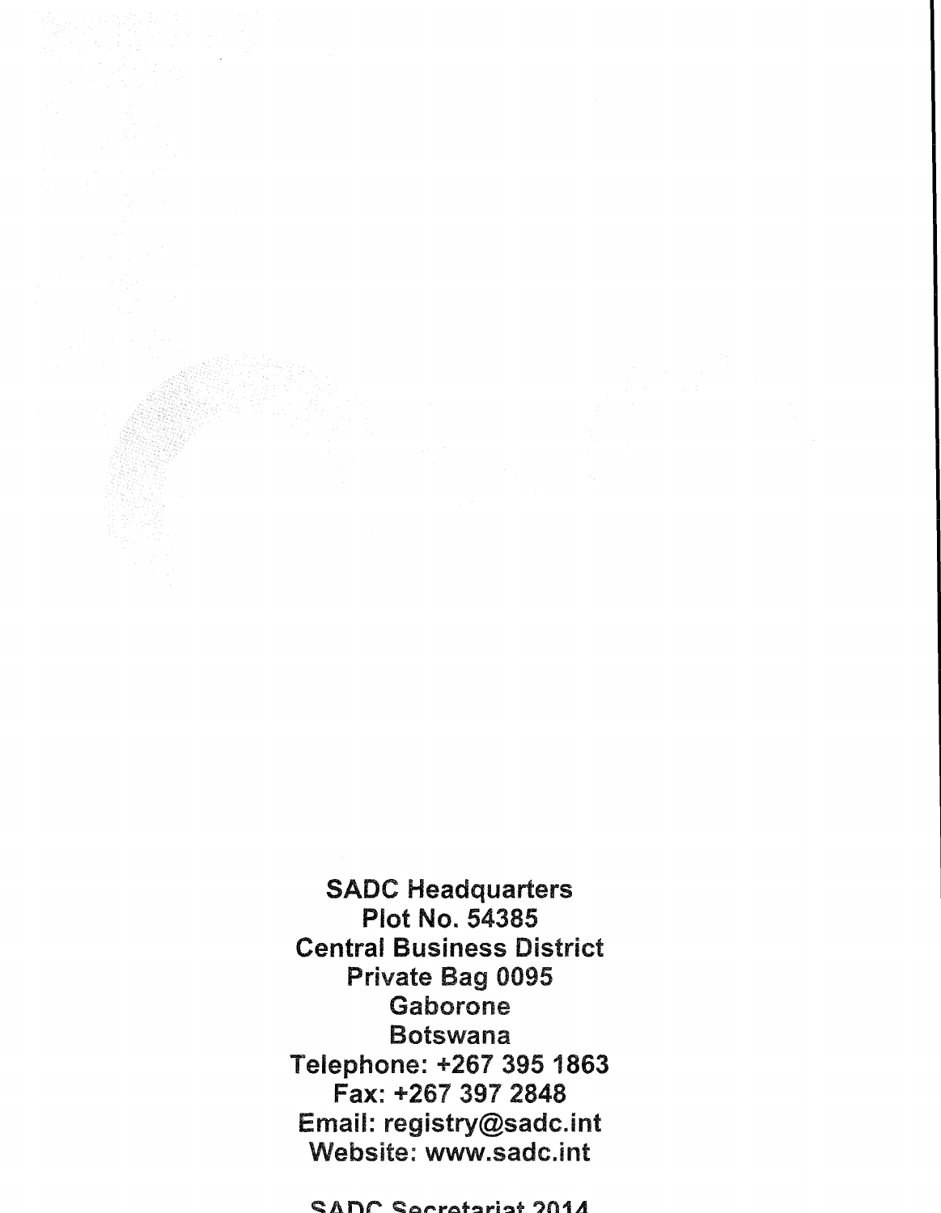**SADC Headquarters**
**Plot No. 54385**
**Central Business District**
**Private Bag 0095**
**Gaborone**
**Botswana**
**Telephone: +267 395 1863**
**Fax: +267 397 2848**
**Email: registry@sadc.int**
**Website: www.sadc.int**

**SADC Secretariat 2014**